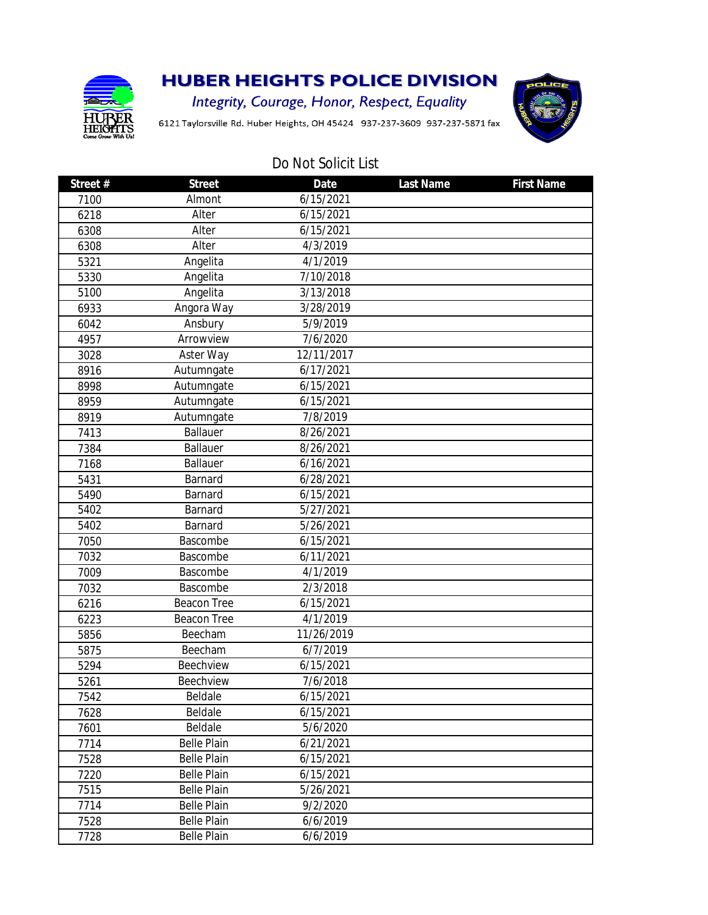# HUBER HEIGHTS POLICE DIVISION

*Integrity, Courage, Honor, Respect, Equality*

6121 Taylorsville Rd. Huber Heights, OH 45424 937-237-3609 937-237-5871 fax

## Do Not Solicit List

| Street # | Street | Date | Last Name | First Name |
|---|---|---|---|---|
| 7100 | Almont | 6/15/2021 | | |
| 6218 | Alter | 6/15/2021 | | |
| 6308 | Alter | 6/15/2021 | | |
| 6308 | Alter | 4/3/2019 | | |
| 5321 | Angelita | 4/1/2019 | | |
| 5330 | Angelita | 7/10/2018 | | |
| 5100 | Angelita | 3/13/2018 | | |
| 6933 | Angora Way | 3/28/2019 | | |
| 6042 | Ansbury | 5/9/2019 | | |
| 4957 | Arrowview | 7/6/2020 | | |
| 3028 | Aster Way | 12/11/2017 | | |
| 8916 | Autumngate | 6/17/2021 | | |
| 8998 | Autumngate | 6/15/2021 | | |
| 8959 | Autumngate | 6/15/2021 | | |
| 8919 | Autumngate | 7/8/2019 | | |
| 7413 | Ballauer | 8/26/2021 | | |
| 7384 | Ballauer | 8/26/2021 | | |
| 7168 | Ballauer | 6/16/2021 | | |
| 5431 | Barnard | 6/28/2021 | | |
| 5490 | Barnard | 6/15/2021 | | |
| 5402 | Barnard | 5/27/2021 | | |
| 5402 | Barnard | 5/26/2021 | | |
| 7050 | Bascombe | 6/15/2021 | | |
| 7032 | Bascombe | 6/11/2021 | | |
| 7009 | Bascombe | 4/1/2019 | | |
| 7032 | Bascombe | 2/3/2018 | | |
| 6216 | Beacon Tree | 6/15/2021 | | |
| 6223 | Beacon Tree | 4/1/2019 | | |
| 5856 | Beecham | 11/26/2019 | | |
| 5875 | Beecham | 6/7/2019 | | |
| 5294 | Beechview | 6/15/2021 | | |
| 5261 | Beechview | 7/6/2018 | | |
| 7542 | Beldale | 6/15/2021 | | |
| 7628 | Beldale | 6/15/2021 | | |
| 7601 | Beldale | 5/6/2020 | | |
| 7714 | Belle Plain | 6/21/2021 | | |
| 7528 | Belle Plain | 6/15/2021 | | |
| 7220 | Belle Plain | 6/15/2021 | | |
| 7515 | Belle Plain | 5/26/2021 | | |
| 7714 | Belle Plain | 9/2/2020 | | |
| 7528 | Belle Plain | 6/6/2019 | | |
| 7728 | Belle Plain | 6/6/2019 | | |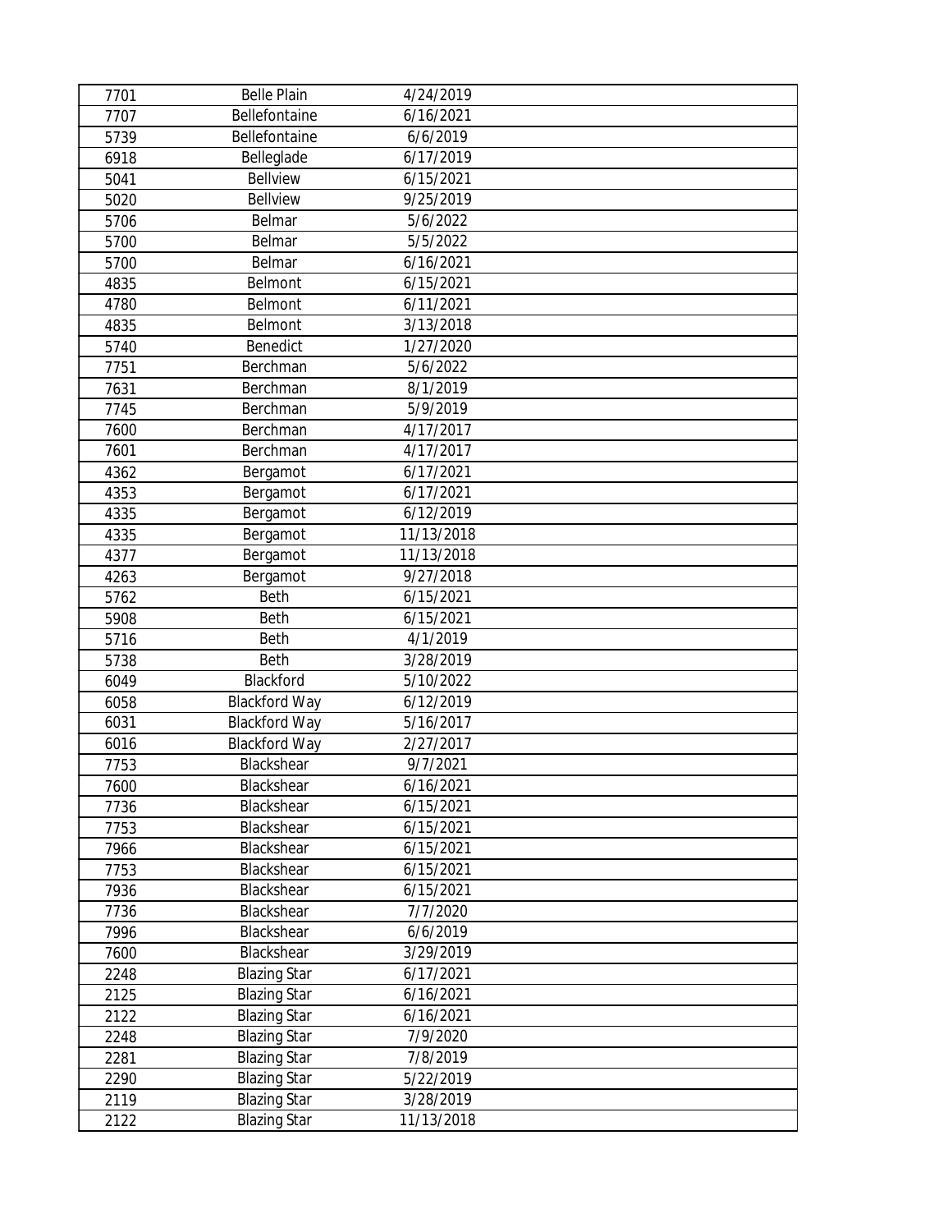| | | | |
|---|---|---|---|
| 7701 | Belle Plain | 4/24/2019 | |
| 7707 | Bellefontaine | 6/16/2021 | |
| 5739 | Bellefontaine | 6/6/2019 | |
| 6918 | Belleglade | 6/17/2019 | |
| 5041 | Bellview | 6/15/2021 | |
| 5020 | Bellview | 9/25/2019 | |
| 5706 | Belmar | 5/6/2022 | |
| 5700 | Belmar | 5/5/2022 | |
| 5700 | Belmar | 6/16/2021 | |
| 4835 | Belmont | 6/15/2021 | |
| 4780 | Belmont | 6/11/2021 | |
| 4835 | Belmont | 3/13/2018 | |
| 5740 | Benedict | 1/27/2020 | |
| 7751 | Berchman | 5/6/2022 | |
| 7631 | Berchman | 8/1/2019 | |
| 7745 | Berchman | 5/9/2019 | |
| 7600 | Berchman | 4/17/2017 | |
| 7601 | Berchman | 4/17/2017 | |
| 4362 | Bergamot | 6/17/2021 | |
| 4353 | Bergamot | 6/17/2021 | |
| 4335 | Bergamot | 6/12/2019 | |
| 4335 | Bergamot | 11/13/2018 | |
| 4377 | Bergamot | 11/13/2018 | |
| 4263 | Bergamot | 9/27/2018 | |
| 5762 | Beth | 6/15/2021 | |
| 5908 | Beth | 6/15/2021 | |
| 5716 | Beth | 4/1/2019 | |
| 5738 | Beth | 3/28/2019 | |
| 6049 | Blackford | 5/10/2022 | |
| 6058 | Blackford Way | 6/12/2019 | |
| 6031 | Blackford Way | 5/16/2017 | |
| 6016 | Blackford Way | 2/27/2017 | |
| 7753 | Blackshear | 9/7/2021 | |
| 7600 | Blackshear | 6/16/2021 | |
| 7736 | Blackshear | 6/15/2021 | |
| 7753 | Blackshear | 6/15/2021 | |
| 7966 | Blackshear | 6/15/2021 | |
| 7753 | Blackshear | 6/15/2021 | |
| 7936 | Blackshear | 6/15/2021 | |
| 7736 | Blackshear | 7/7/2020 | |
| 7996 | Blackshear | 6/6/2019 | |
| 7600 | Blackshear | 3/29/2019 | |
| 2248 | Blazing Star | 6/17/2021 | |
| 2125 | Blazing Star | 6/16/2021 | |
| 2122 | Blazing Star | 6/16/2021 | |
| 2248 | Blazing Star | 7/9/2020 | |
| 2281 | Blazing Star | 7/8/2019 | |
| 2290 | Blazing Star | 5/22/2019 | |
| 2119 | Blazing Star | 3/28/2019 | |
| 2122 | Blazing Star | 11/13/2018 | |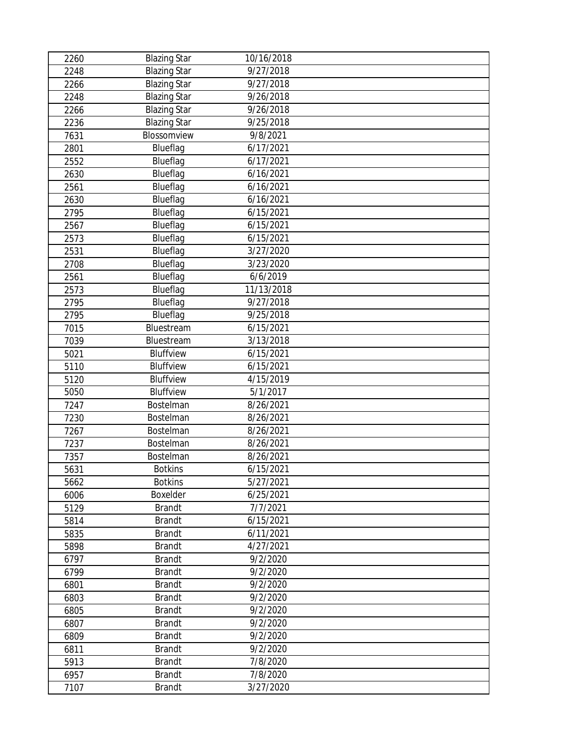| | | | |
|---|---|---|---|
| 2260 | Blazing Star | 10/16/2018 | |
| 2248 | Blazing Star | 9/27/2018 | |
| 2266 | Blazing Star | 9/27/2018 | |
| 2248 | Blazing Star | 9/26/2018 | |
| 2266 | Blazing Star | 9/26/2018 | |
| 2236 | Blazing Star | 9/25/2018 | |
| 7631 | Blossomview | 9/8/2021 | |
| 2801 | Blueflag | 6/17/2021 | |
| 2552 | Blueflag | 6/17/2021 | |
| 2630 | Blueflag | 6/16/2021 | |
| 2561 | Blueflag | 6/16/2021 | |
| 2630 | Blueflag | 6/16/2021 | |
| 2795 | Blueflag | 6/15/2021 | |
| 2567 | Blueflag | 6/15/2021 | |
| 2573 | Blueflag | 6/15/2021 | |
| 2531 | Blueflag | 3/27/2020 | |
| 2708 | Blueflag | 3/23/2020 | |
| 2561 | Blueflag | 6/6/2019 | |
| 2573 | Blueflag | 11/13/2018 | |
| 2795 | Blueflag | 9/27/2018 | |
| 2795 | Blueflag | 9/25/2018 | |
| 7015 | Bluestream | 6/15/2021 | |
| 7039 | Bluestream | 3/13/2018 | |
| 5021 | Bluffview | 6/15/2021 | |
| 5110 | Bluffview | 6/15/2021 | |
| 5120 | Bluffview | 4/15/2019 | |
| 5050 | Bluffview | 5/1/2017 | |
| 7247 | Bostelman | 8/26/2021 | |
| 7230 | Bostelman | 8/26/2021 | |
| 7267 | Bostelman | 8/26/2021 | |
| 7237 | Bostelman | 8/26/2021 | |
| 7357 | Bostelman | 8/26/2021 | |
| 5631 | Botkins | 6/15/2021 | |
| 5662 | Botkins | 5/27/2021 | |
| 6006 | Boxelder | 6/25/2021 | |
| 5129 | Brandt | 7/7/2021 | |
| 5814 | Brandt | 6/15/2021 | |
| 5835 | Brandt | 6/11/2021 | |
| 5898 | Brandt | 4/27/2021 | |
| 6797 | Brandt | 9/2/2020 | |
| 6799 | Brandt | 9/2/2020 | |
| 6801 | Brandt | 9/2/2020 | |
| 6803 | Brandt | 9/2/2020 | |
| 6805 | Brandt | 9/2/2020 | |
| 6807 | Brandt | 9/2/2020 | |
| 6809 | Brandt | 9/2/2020 | |
| 6811 | Brandt | 9/2/2020 | |
| 5913 | Brandt | 7/8/2020 | |
| 6957 | Brandt | 7/8/2020 | |
| 7107 | Brandt | 3/27/2020 | |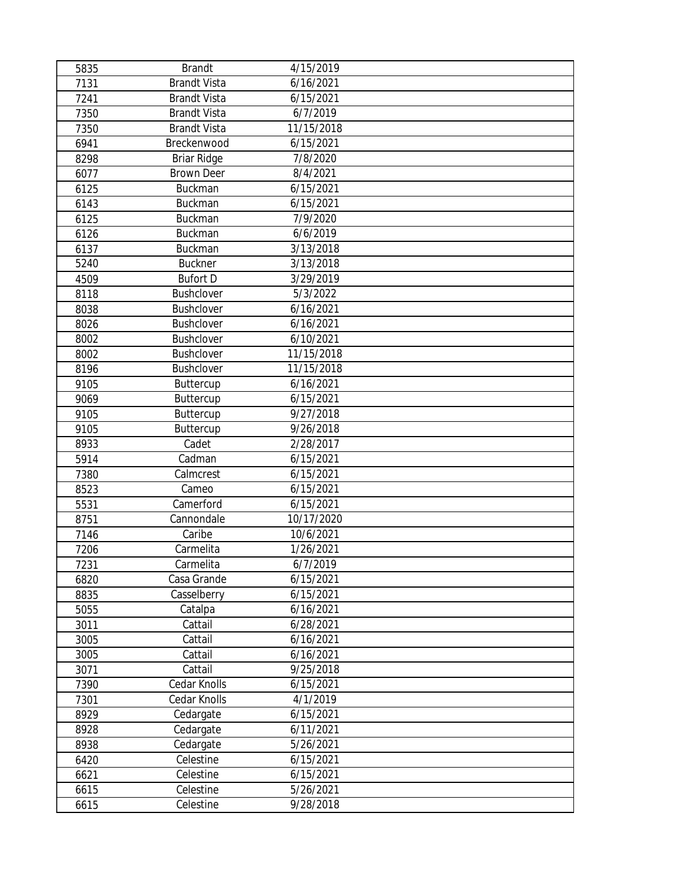| | | | |
|---|---|---|---|
| 5835 | Brandt | 4/15/2019 | |
| 7131 | Brandt Vista | 6/16/2021 | |
| 7241 | Brandt Vista | 6/15/2021 | |
| 7350 | Brandt Vista | 6/7/2019 | |
| 7350 | Brandt Vista | 11/15/2018 | |
| 6941 | Breckenwood | 6/15/2021 | |
| 8298 | Briar Ridge | 7/8/2020 | |
| 6077 | Brown Deer | 8/4/2021 | |
| 6125 | Buckman | 6/15/2021 | |
| 6143 | Buckman | 6/15/2021 | |
| 6125 | Buckman | 7/9/2020 | |
| 6126 | Buckman | 6/6/2019 | |
| 6137 | Buckman | 3/13/2018 | |
| 5240 | Buckner | 3/13/2018 | |
| 4509 | Bufort D | 3/29/2019 | |
| 8118 | Bushclover | 5/3/2022 | |
| 8038 | Bushclover | 6/16/2021 | |
| 8026 | Bushclover | 6/16/2021 | |
| 8002 | Bushclover | 6/10/2021 | |
| 8002 | Bushclover | 11/15/2018 | |
| 8196 | Bushclover | 11/15/2018 | |
| 9105 | Buttercup | 6/16/2021 | |
| 9069 | Buttercup | 6/15/2021 | |
| 9105 | Buttercup | 9/27/2018 | |
| 9105 | Buttercup | 9/26/2018 | |
| 8933 | Cadet | 2/28/2017 | |
| 5914 | Cadman | 6/15/2021 | |
| 7380 | Calmcrest | 6/15/2021 | |
| 8523 | Cameo | 6/15/2021 | |
| 5531 | Camerford | 6/15/2021 | |
| 8751 | Cannondale | 10/17/2020 | |
| 7146 | Caribe | 10/6/2021 | |
| 7206 | Carmelita | 1/26/2021 | |
| 7231 | Carmelita | 6/7/2019 | |
| 6820 | Casa Grande | 6/15/2021 | |
| 8835 | Casselberry | 6/15/2021 | |
| 5055 | Catalpa | 6/16/2021 | |
| 3011 | Cattail | 6/28/2021 | |
| 3005 | Cattail | 6/16/2021 | |
| 3005 | Cattail | 6/16/2021 | |
| 3071 | Cattail | 9/25/2018 | |
| 7390 | Cedar Knolls | 6/15/2021 | |
| 7301 | Cedar Knolls | 4/1/2019 | |
| 8929 | Cedargate | 6/15/2021 | |
| 8928 | Cedargate | 6/11/2021 | |
| 8938 | Cedargate | 5/26/2021 | |
| 6420 | Celestine | 6/15/2021 | |
| 6621 | Celestine | 6/15/2021 | |
| 6615 | Celestine | 5/26/2021 | |
| 6615 | Celestine | 9/28/2018 | |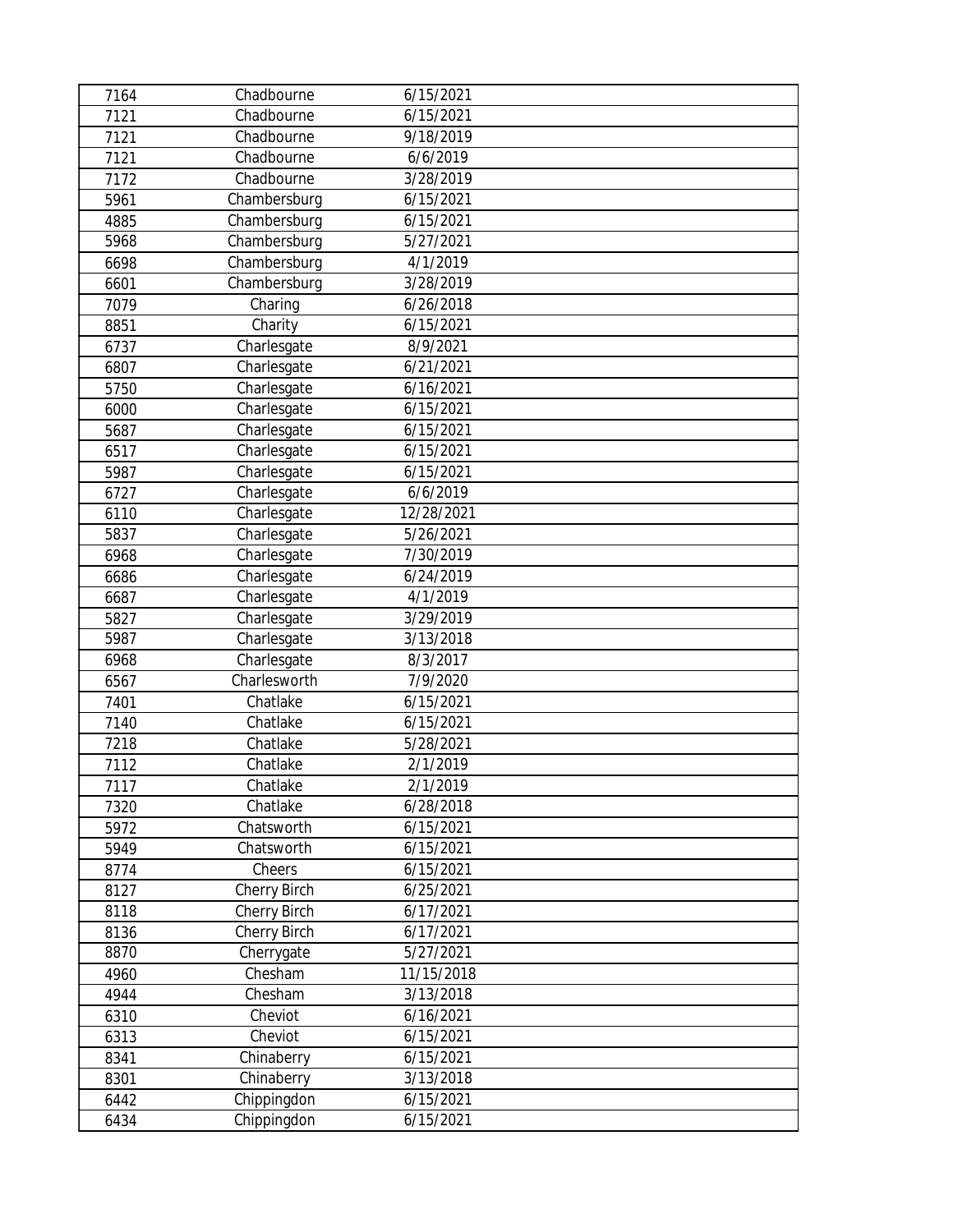| | | | |
|---|---|---|---|
| 7164 | Chadbourne | 6/15/2021 | |
| 7121 | Chadbourne | 6/15/2021 | |
| 7121 | Chadbourne | 9/18/2019 | |
| 7121 | Chadbourne | 6/6/2019 | |
| 7172 | Chadbourne | 3/28/2019 | |
| 5961 | Chambersburg | 6/15/2021 | |
| 4885 | Chambersburg | 6/15/2021 | |
| 5968 | Chambersburg | 5/27/2021 | |
| 6698 | Chambersburg | 4/1/2019 | |
| 6601 | Chambersburg | 3/28/2019 | |
| 7079 | Charing | 6/26/2018 | |
| 8851 | Charity | 6/15/2021 | |
| 6737 | Charlesgate | 8/9/2021 | |
| 6807 | Charlesgate | 6/21/2021 | |
| 5750 | Charlesgate | 6/16/2021 | |
| 6000 | Charlesgate | 6/15/2021 | |
| 5687 | Charlesgate | 6/15/2021 | |
| 6517 | Charlesgate | 6/15/2021 | |
| 5987 | Charlesgate | 6/15/2021 | |
| 6727 | Charlesgate | 6/6/2019 | |
| 6110 | Charlesgate | 12/28/2021 | |
| 5837 | Charlesgate | 5/26/2021 | |
| 6968 | Charlesgate | 7/30/2019 | |
| 6686 | Charlesgate | 6/24/2019 | |
| 6687 | Charlesgate | 4/1/2019 | |
| 5827 | Charlesgate | 3/29/2019 | |
| 5987 | Charlesgate | 3/13/2018 | |
| 6968 | Charlesgate | 8/3/2017 | |
| 6567 | Charlesworth | 7/9/2020 | |
| 7401 | Chatlake | 6/15/2021 | |
| 7140 | Chatlake | 6/15/2021 | |
| 7218 | Chatlake | 5/28/2021 | |
| 7112 | Chatlake | 2/1/2019 | |
| 7117 | Chatlake | 2/1/2019 | |
| 7320 | Chatlake | 6/28/2018 | |
| 5972 | Chatsworth | 6/15/2021 | |
| 5949 | Chatsworth | 6/15/2021 | |
| 8774 | Cheers | 6/15/2021 | |
| 8127 | Cherry Birch | 6/25/2021 | |
| 8118 | Cherry Birch | 6/17/2021 | |
| 8136 | Cherry Birch | 6/17/2021 | |
| 8870 | Cherrygate | 5/27/2021 | |
| 4960 | Chesham | 11/15/2018 | |
| 4944 | Chesham | 3/13/2018 | |
| 6310 | Cheviot | 6/16/2021 | |
| 6313 | Cheviot | 6/15/2021 | |
| 8341 | Chinaberry | 6/15/2021 | |
| 8301 | Chinaberry | 3/13/2018 | |
| 6442 | Chippingdon | 6/15/2021 | |
| 6434 | Chippingdon | 6/15/2021 | |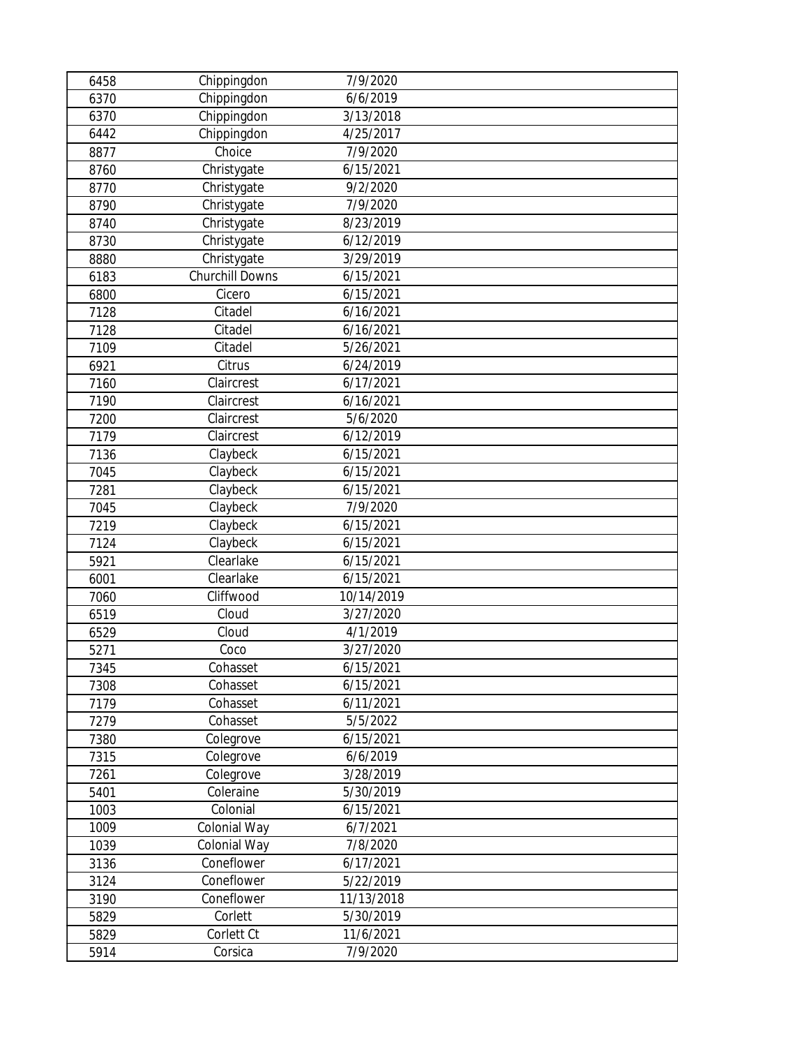| | | | |
|---|---|---|---|
| 6458 | Chippingdon | 7/9/2020 | |
| 6370 | Chippingdon | 6/6/2019 | |
| 6370 | Chippingdon | 3/13/2018 | |
| 6442 | Chippingdon | 4/25/2017 | |
| 8877 | Choice | 7/9/2020 | |
| 8760 | Christygate | 6/15/2021 | |
| 8770 | Christygate | 9/2/2020 | |
| 8790 | Christygate | 7/9/2020 | |
| 8740 | Christygate | 8/23/2019 | |
| 8730 | Christygate | 6/12/2019 | |
| 8880 | Christygate | 3/29/2019 | |
| 6183 | Churchill Downs | 6/15/2021 | |
| 6800 | Cicero | 6/15/2021 | |
| 7128 | Citadel | 6/16/2021 | |
| 7128 | Citadel | 6/16/2021 | |
| 7109 | Citadel | 5/26/2021 | |
| 6921 | Citrus | 6/24/2019 | |
| 7160 | Claircrest | 6/17/2021 | |
| 7190 | Claircrest | 6/16/2021 | |
| 7200 | Claircrest | 5/6/2020 | |
| 7179 | Claircrest | 6/12/2019 | |
| 7136 | Claybeck | 6/15/2021 | |
| 7045 | Claybeck | 6/15/2021 | |
| 7281 | Claybeck | 6/15/2021 | |
| 7045 | Claybeck | 7/9/2020 | |
| 7219 | Claybeck | 6/15/2021 | |
| 7124 | Claybeck | 6/15/2021 | |
| 5921 | Clearlake | 6/15/2021 | |
| 6001 | Clearlake | 6/15/2021 | |
| 7060 | Cliffwood | 10/14/2019 | |
| 6519 | Cloud | 3/27/2020 | |
| 6529 | Cloud | 4/1/2019 | |
| 5271 | Coco | 3/27/2020 | |
| 7345 | Cohasset | 6/15/2021 | |
| 7308 | Cohasset | 6/15/2021 | |
| 7179 | Cohasset | 6/11/2021 | |
| 7279 | Cohasset | 5/5/2022 | |
| 7380 | Colegrove | 6/15/2021 | |
| 7315 | Colegrove | 6/6/2019 | |
| 7261 | Colegrove | 3/28/2019 | |
| 5401 | Coleraine | 5/30/2019 | |
| 1003 | Colonial | 6/15/2021 | |
| 1009 | Colonial Way | 6/7/2021 | |
| 1039 | Colonial Way | 7/8/2020 | |
| 3136 | Coneflower | 6/17/2021 | |
| 3124 | Coneflower | 5/22/2019 | |
| 3190 | Coneflower | 11/13/2018 | |
| 5829 | Corlett | 5/30/2019 | |
| 5829 | Corlett Ct | 11/6/2021 | |
| 5914 | Corsica | 7/9/2020 | |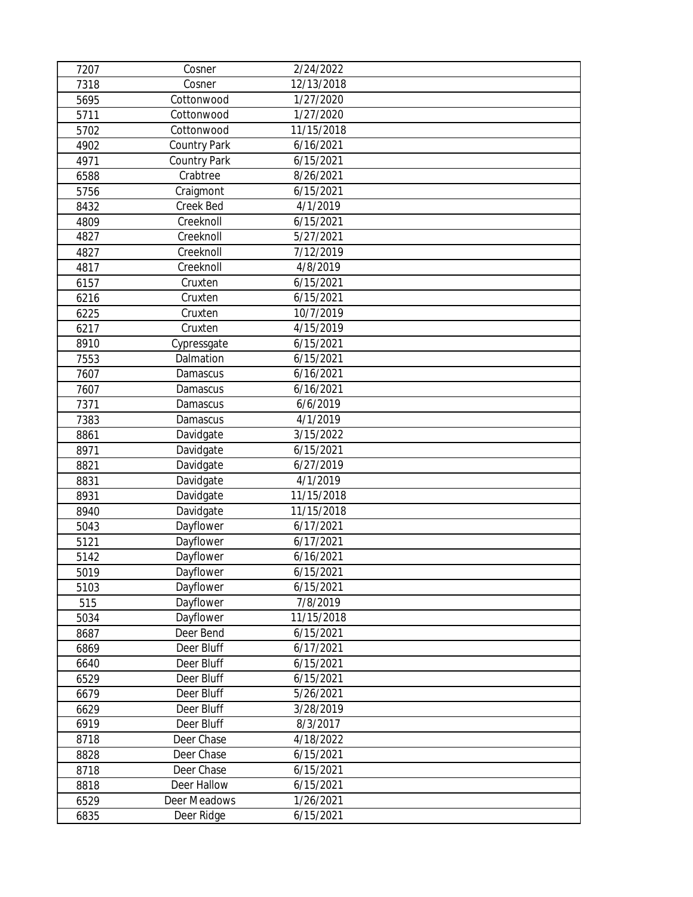| 7207 | Cosner | 2/24/2022 | |
|---|---|---|---|
| 7318 | Cosner | 12/13/2018 | |
| 5695 | Cottonwood | 1/27/2020 | |
| 5711 | Cottonwood | 1/27/2020 | |
| 5702 | Cottonwood | 11/15/2018 | |
| 4902 | Country Park | 6/16/2021 | |
| 4971 | Country Park | 6/15/2021 | |
| 6588 | Crabtree | 8/26/2021 | |
| 5756 | Craigmont | 6/15/2021 | |
| 8432 | Creek Bed | 4/1/2019 | |
| 4809 | Creeknoll | 6/15/2021 | |
| 4827 | Creeknoll | 5/27/2021 | |
| 4827 | Creeknoll | 7/12/2019 | |
| 4817 | Creeknoll | 4/8/2019 | |
| 6157 | Cruxten | 6/15/2021 | |
| 6216 | Cruxten | 6/15/2021 | |
| 6225 | Cruxten | 10/7/2019 | |
| 6217 | Cruxten | 4/15/2019 | |
| 8910 | Cypressgate | 6/15/2021 | |
| 7553 | Dalmation | 6/15/2021 | |
| 7607 | Damascus | 6/16/2021 | |
| 7607 | Damascus | 6/16/2021 | |
| 7371 | Damascus | 6/6/2019 | |
| 7383 | Damascus | 4/1/2019 | |
| 8861 | Davidgate | 3/15/2022 | |
| 8971 | Davidgate | 6/15/2021 | |
| 8821 | Davidgate | 6/27/2019 | |
| 8831 | Davidgate | 4/1/2019 | |
| 8931 | Davidgate | 11/15/2018 | |
| 8940 | Davidgate | 11/15/2018 | |
| 5043 | Dayflower | 6/17/2021 | |
| 5121 | Dayflower | 6/17/2021 | |
| 5142 | Dayflower | 6/16/2021 | |
| 5019 | Dayflower | 6/15/2021 | |
| 5103 | Dayflower | 6/15/2021 | |
| 515 | Dayflower | 7/8/2019 | |
| 5034 | Dayflower | 11/15/2018 | |
| 8687 | Deer Bend | 6/15/2021 | |
| 6869 | Deer Bluff | 6/17/2021 | |
| 6640 | Deer Bluff | 6/15/2021 | |
| 6529 | Deer Bluff | 6/15/2021 | |
| 6679 | Deer Bluff | 5/26/2021 | |
| 6629 | Deer Bluff | 3/28/2019 | |
| 6919 | Deer Bluff | 8/3/2017 | |
| 8718 | Deer Chase | 4/18/2022 | |
| 8828 | Deer Chase | 6/15/2021 | |
| 8718 | Deer Chase | 6/15/2021 | |
| 8818 | Deer Hallow | 6/15/2021 | |
| 6529 | Deer Meadows | 1/26/2021 | |
| 6835 | Deer Ridge | 6/15/2021 | |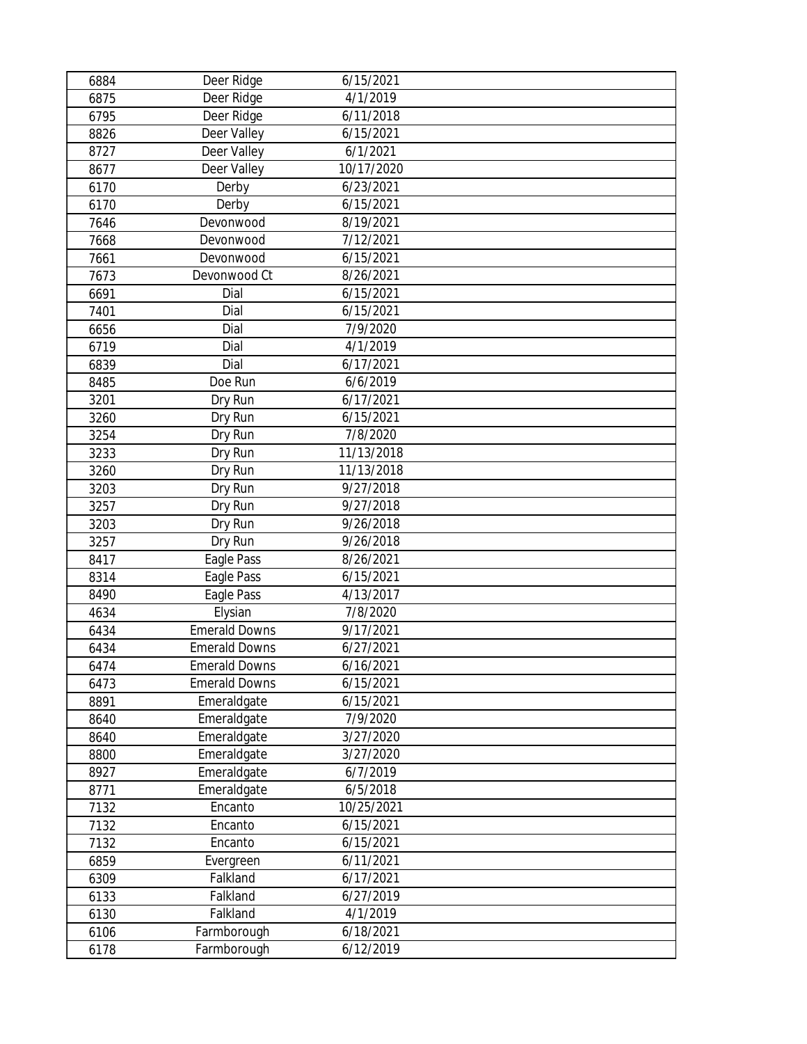| | | | |
|---|---|---|---|
| 6884 | Deer Ridge | 6/15/2021 | |
| 6875 | Deer Ridge | 4/1/2019 | |
| 6795 | Deer Ridge | 6/11/2018 | |
| 8826 | Deer Valley | 6/15/2021 | |
| 8727 | Deer Valley | 6/1/2021 | |
| 8677 | Deer Valley | 10/17/2020 | |
| 6170 | Derby | 6/23/2021 | |
| 6170 | Derby | 6/15/2021 | |
| 7646 | Devonwood | 8/19/2021 | |
| 7668 | Devonwood | 7/12/2021 | |
| 7661 | Devonwood | 6/15/2021 | |
| 7673 | Devonwood Ct | 8/26/2021 | |
| 6691 | Dial | 6/15/2021 | |
| 7401 | Dial | 6/15/2021 | |
| 6656 | Dial | 7/9/2020 | |
| 6719 | Dial | 4/1/2019 | |
| 6839 | Dial | 6/17/2021 | |
| 8485 | Doe Run | 6/6/2019 | |
| 3201 | Dry Run | 6/17/2021 | |
| 3260 | Dry Run | 6/15/2021 | |
| 3254 | Dry Run | 7/8/2020 | |
| 3233 | Dry Run | 11/13/2018 | |
| 3260 | Dry Run | 11/13/2018 | |
| 3203 | Dry Run | 9/27/2018 | |
| 3257 | Dry Run | 9/27/2018 | |
| 3203 | Dry Run | 9/26/2018 | |
| 3257 | Dry Run | 9/26/2018 | |
| 8417 | Eagle Pass | 8/26/2021 | |
| 8314 | Eagle Pass | 6/15/2021 | |
| 8490 | Eagle Pass | 4/13/2017 | |
| 4634 | Elysian | 7/8/2020 | |
| 6434 | Emerald Downs | 9/17/2021 | |
| 6434 | Emerald Downs | 6/27/2021 | |
| 6474 | Emerald Downs | 6/16/2021 | |
| 6473 | Emerald Downs | 6/15/2021 | |
| 8891 | Emeraldgate | 6/15/2021 | |
| 8640 | Emeraldgate | 7/9/2020 | |
| 8640 | Emeraldgate | 3/27/2020 | |
| 8800 | Emeraldgate | 3/27/2020 | |
| 8927 | Emeraldgate | 6/7/2019 | |
| 8771 | Emeraldgate | 6/5/2018 | |
| 7132 | Encanto | 10/25/2021 | |
| 7132 | Encanto | 6/15/2021 | |
| 7132 | Encanto | 6/15/2021 | |
| 6859 | Evergreen | 6/11/2021 | |
| 6309 | Falkland | 6/17/2021 | |
| 6133 | Falkland | 6/27/2019 | |
| 6130 | Falkland | 4/1/2019 | |
| 6106 | Farmborough | 6/18/2021 | |
| 6178 | Farmborough | 6/12/2019 | |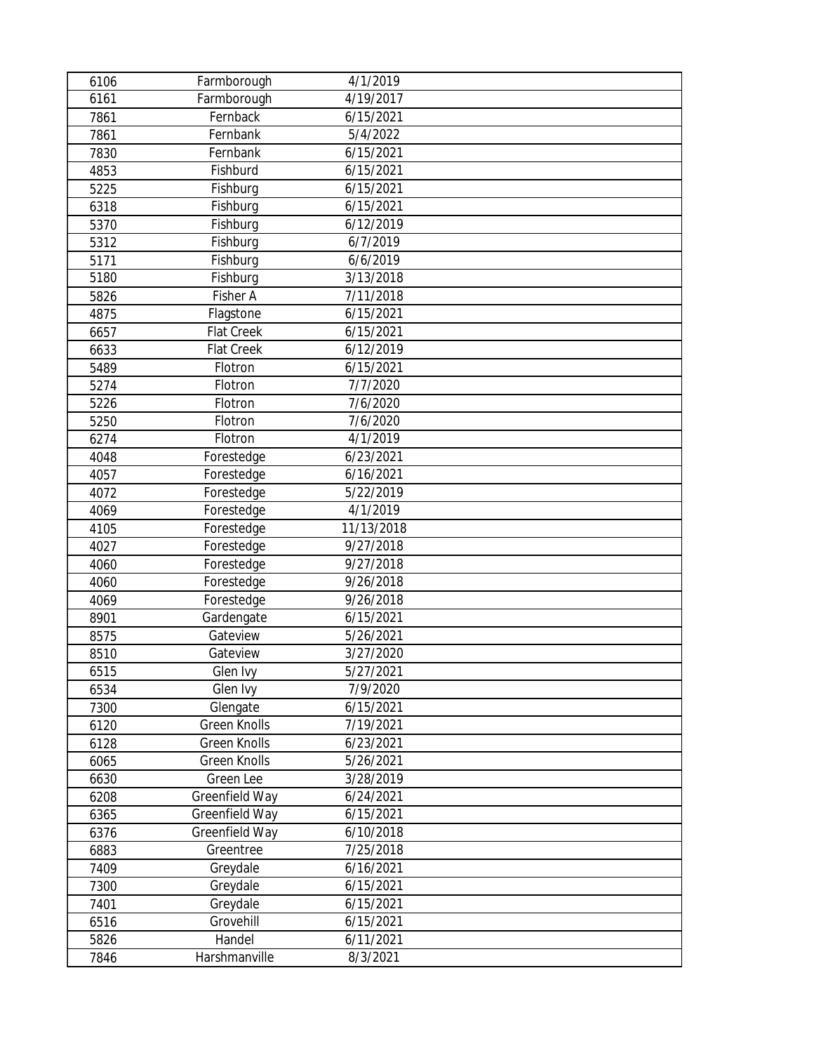| | | | |
|---|---|---|---|
| 6106 | Farmborough | 4/1/2019 | |
| 6161 | Farmborough | 4/19/2017 | |
| 7861 | Fernback | 6/15/2021 | |
| 7861 | Fernbank | 5/4/2022 | |
| 7830 | Fernbank | 6/15/2021 | |
| 4853 | Fishburd | 6/15/2021 | |
| 5225 | Fishburg | 6/15/2021 | |
| 6318 | Fishburg | 6/15/2021 | |
| 5370 | Fishburg | 6/12/2019 | |
| 5312 | Fishburg | 6/7/2019 | |
| 5171 | Fishburg | 6/6/2019 | |
| 5180 | Fishburg | 3/13/2018 | |
| 5826 | Fisher A | 7/11/2018 | |
| 4875 | Flagstone | 6/15/2021 | |
| 6657 | Flat Creek | 6/15/2021 | |
| 6633 | Flat Creek | 6/12/2019 | |
| 5489 | Flotron | 6/15/2021 | |
| 5274 | Flotron | 7/7/2020 | |
| 5226 | Flotron | 7/6/2020 | |
| 5250 | Flotron | 7/6/2020 | |
| 6274 | Flotron | 4/1/2019 | |
| 4048 | Forestedge | 6/23/2021 | |
| 4057 | Forestedge | 6/16/2021 | |
| 4072 | Forestedge | 5/22/2019 | |
| 4069 | Forestedge | 4/1/2019 | |
| 4105 | Forestedge | 11/13/2018 | |
| 4027 | Forestedge | 9/27/2018 | |
| 4060 | Forestedge | 9/27/2018 | |
| 4060 | Forestedge | 9/26/2018 | |
| 4069 | Forestedge | 9/26/2018 | |
| 8901 | Gardengate | 6/15/2021 | |
| 8575 | Gateview | 5/26/2021 | |
| 8510 | Gateview | 3/27/2020 | |
| 6515 | Glen Ivy | 5/27/2021 | |
| 6534 | Glen Ivy | 7/9/2020 | |
| 7300 | Glengate | 6/15/2021 | |
| 6120 | Green Knolls | 7/19/2021 | |
| 6128 | Green Knolls | 6/23/2021 | |
| 6065 | Green Knolls | 5/26/2021 | |
| 6630 | Green Lee | 3/28/2019 | |
| 6208 | Greenfield Way | 6/24/2021 | |
| 6365 | Greenfield Way | 6/15/2021 | |
| 6376 | Greenfield Way | 6/10/2018 | |
| 6883 | Greentree | 7/25/2018 | |
| 7409 | Greydale | 6/16/2021 | |
| 7300 | Greydale | 6/15/2021 | |
| 7401 | Greydale | 6/15/2021 | |
| 6516 | Grovehill | 6/15/2021 | |
| 5826 | Handel | 6/11/2021 | |
| 7846 | Harshmanville | 8/3/2021 | |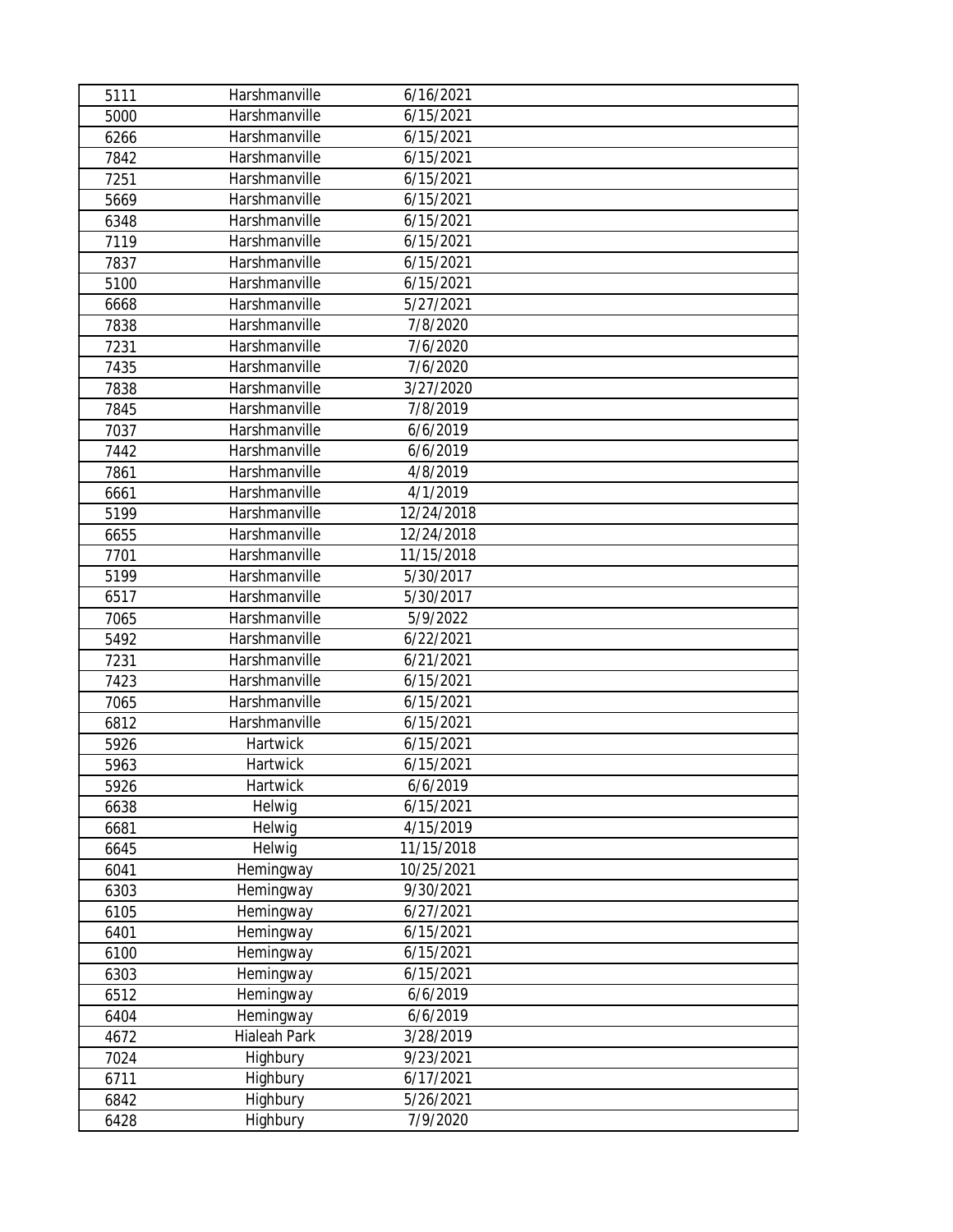| 5111 | Harshmanville | 6/16/2021 | |
|---|---|---|---|
| 5000 | Harshmanville | 6/15/2021 | |
| 6266 | Harshmanville | 6/15/2021 | |
| 7842 | Harshmanville | 6/15/2021 | |
| 7251 | Harshmanville | 6/15/2021 | |
| 5669 | Harshmanville | 6/15/2021 | |
| 6348 | Harshmanville | 6/15/2021 | |
| 7119 | Harshmanville | 6/15/2021 | |
| 7837 | Harshmanville | 6/15/2021 | |
| 5100 | Harshmanville | 6/15/2021 | |
| 6668 | Harshmanville | 5/27/2021 | |
| 7838 | Harshmanville | 7/8/2020 | |
| 7231 | Harshmanville | 7/6/2020 | |
| 7435 | Harshmanville | 7/6/2020 | |
| 7838 | Harshmanville | 3/27/2020 | |
| 7845 | Harshmanville | 7/8/2019 | |
| 7037 | Harshmanville | 6/6/2019 | |
| 7442 | Harshmanville | 6/6/2019 | |
| 7861 | Harshmanville | 4/8/2019 | |
| 6661 | Harshmanville | 4/1/2019 | |
| 5199 | Harshmanville | 12/24/2018 | |
| 6655 | Harshmanville | 12/24/2018 | |
| 7701 | Harshmanville | 11/15/2018 | |
| 5199 | Harshmanville | 5/30/2017 | |
| 6517 | Harshmanville | 5/30/2017 | |
| 7065 | Harshmanville | 5/9/2022 | |
| 5492 | Harshmanville | 6/22/2021 | |
| 7231 | Harshmanville | 6/21/2021 | |
| 7423 | Harshmanville | 6/15/2021 | |
| 7065 | Harshmanville | 6/15/2021 | |
| 6812 | Harshmanville | 6/15/2021 | |
| 5926 | Hartwick | 6/15/2021 | |
| 5963 | Hartwick | 6/15/2021 | |
| 5926 | Hartwick | 6/6/2019 | |
| 6638 | Helwig | 6/15/2021 | |
| 6681 | Helwig | 4/15/2019 | |
| 6645 | Helwig | 11/15/2018 | |
| 6041 | Hemingway | 10/25/2021 | |
| 6303 | Hemingway | 9/30/2021 | |
| 6105 | Hemingway | 6/27/2021 | |
| 6401 | Hemingway | 6/15/2021 | |
| 6100 | Hemingway | 6/15/2021 | |
| 6303 | Hemingway | 6/15/2021 | |
| 6512 | Hemingway | 6/6/2019 | |
| 6404 | Hemingway | 6/6/2019 | |
| 4672 | Hialeah Park | 3/28/2019 | |
| 7024 | Highbury | 9/23/2021 | |
| 6711 | Highbury | 6/17/2021 | |
| 6842 | Highbury | 5/26/2021 | |
| 6428 | Highbury | 7/9/2020 | |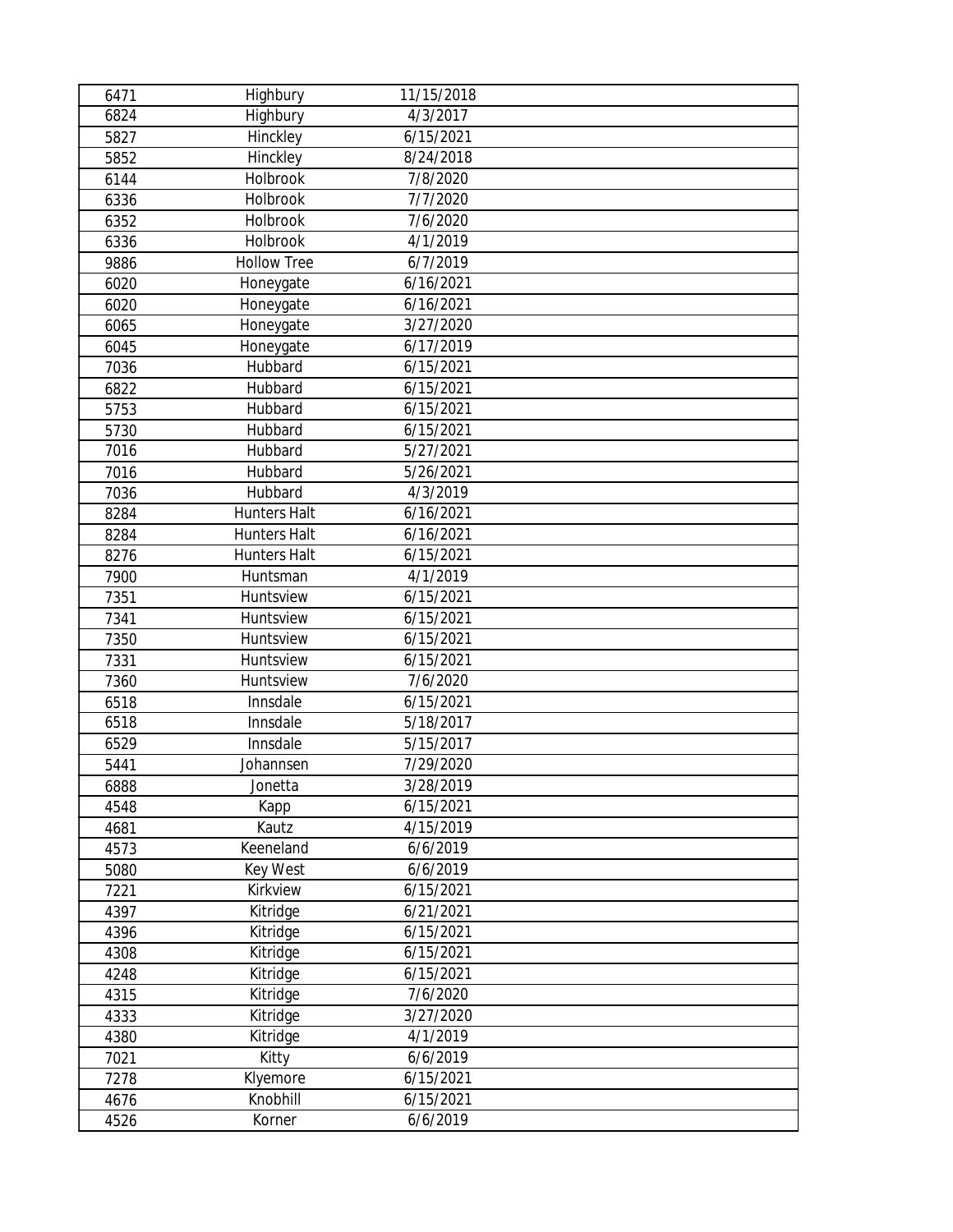| | | |
|---|---|---|
| 6471 | Highbury | 11/15/2018 |
| 6824 | Highbury | 4/3/2017 |
| 5827 | Hinckley | 6/15/2021 |
| 5852 | Hinckley | 8/24/2018 |
| 6144 | Holbrook | 7/8/2020 |
| 6336 | Holbrook | 7/7/2020 |
| 6352 | Holbrook | 7/6/2020 |
| 6336 | Holbrook | 4/1/2019 |
| 9886 | Hollow Tree | 6/7/2019 |
| 6020 | Honeygate | 6/16/2021 |
| 6020 | Honeygate | 6/16/2021 |
| 6065 | Honeygate | 3/27/2020 |
| 6045 | Honeygate | 6/17/2019 |
| 7036 | Hubbard | 6/15/2021 |
| 6822 | Hubbard | 6/15/2021 |
| 5753 | Hubbard | 6/15/2021 |
| 5730 | Hubbard | 6/15/2021 |
| 7016 | Hubbard | 5/27/2021 |
| 7016 | Hubbard | 5/26/2021 |
| 7036 | Hubbard | 4/3/2019 |
| 8284 | Hunters Halt | 6/16/2021 |
| 8284 | Hunters Halt | 6/16/2021 |
| 8276 | Hunters Halt | 6/15/2021 |
| 7900 | Huntsman | 4/1/2019 |
| 7351 | Huntsview | 6/15/2021 |
| 7341 | Huntsview | 6/15/2021 |
| 7350 | Huntsview | 6/15/2021 |
| 7331 | Huntsview | 6/15/2021 |
| 7360 | Huntsview | 7/6/2020 |
| 6518 | Innsdale | 6/15/2021 |
| 6518 | Innsdale | 5/18/2017 |
| 6529 | Innsdale | 5/15/2017 |
| 5441 | Johannsen | 7/29/2020 |
| 6888 | Jonetta | 3/28/2019 |
| 4548 | Kapp | 6/15/2021 |
| 4681 | Kautz | 4/15/2019 |
| 4573 | Keeneland | 6/6/2019 |
| 5080 | Key West | 6/6/2019 |
| 7221 | Kirkview | 6/15/2021 |
| 4397 | Kitridge | 6/21/2021 |
| 4396 | Kitridge | 6/15/2021 |
| 4308 | Kitridge | 6/15/2021 |
| 4248 | Kitridge | 6/15/2021 |
| 4315 | Kitridge | 7/6/2020 |
| 4333 | Kitridge | 3/27/2020 |
| 4380 | Kitridge | 4/1/2019 |
| 7021 | Kitty | 6/6/2019 |
| 7278 | Klyemore | 6/15/2021 |
| 4676 | Knobhill | 6/15/2021 |
| 4526 | Korner | 6/6/2019 |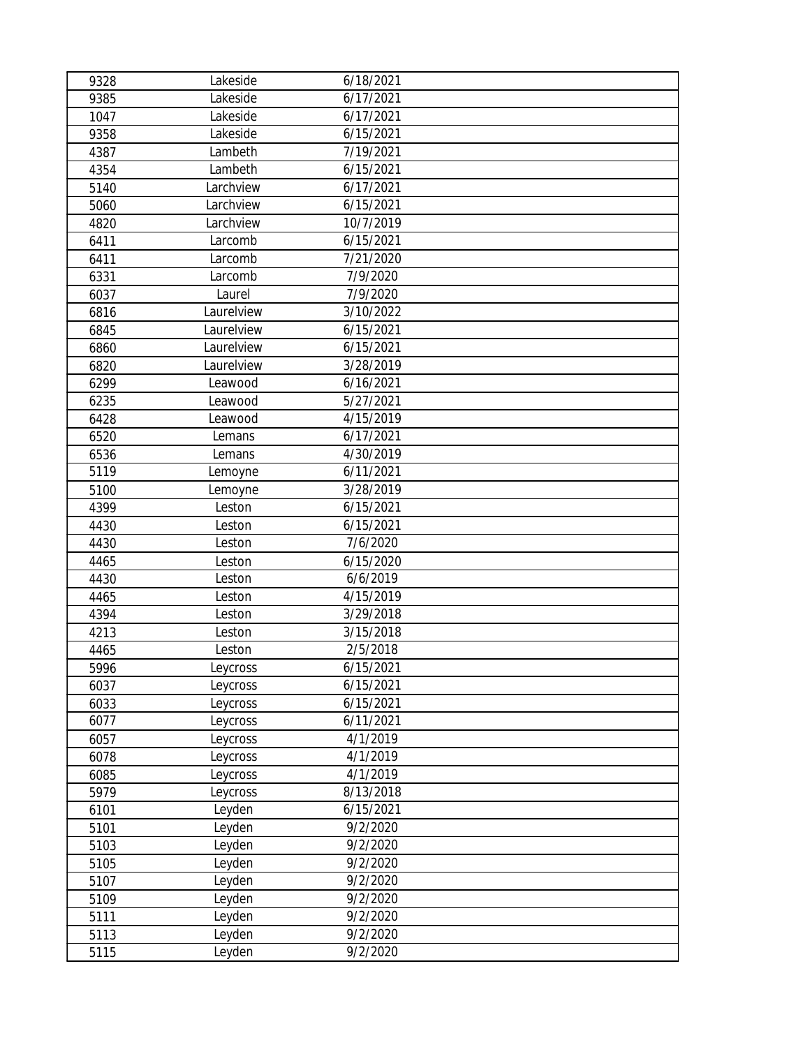| | | | |
|---|---|---|---|
| 9328 | Lakeside | 6/18/2021 | |
| 9385 | Lakeside | 6/17/2021 | |
| 1047 | Lakeside | 6/17/2021 | |
| 9358 | Lakeside | 6/15/2021 | |
| 4387 | Lambeth | 7/19/2021 | |
| 4354 | Lambeth | 6/15/2021 | |
| 5140 | Larchview | 6/17/2021 | |
| 5060 | Larchview | 6/15/2021 | |
| 4820 | Larchview | 10/7/2019 | |
| 6411 | Larcomb | 6/15/2021 | |
| 6411 | Larcomb | 7/21/2020 | |
| 6331 | Larcomb | 7/9/2020 | |
| 6037 | Laurel | 7/9/2020 | |
| 6816 | Laurelview | 3/10/2022 | |
| 6845 | Laurelview | 6/15/2021 | |
| 6860 | Laurelview | 6/15/2021 | |
| 6820 | Laurelview | 3/28/2019 | |
| 6299 | Leawood | 6/16/2021 | |
| 6235 | Leawood | 5/27/2021 | |
| 6428 | Leawood | 4/15/2019 | |
| 6520 | Lemans | 6/17/2021 | |
| 6536 | Lemans | 4/30/2019 | |
| 5119 | Lemoyne | 6/11/2021 | |
| 5100 | Lemoyne | 3/28/2019 | |
| 4399 | Leston | 6/15/2021 | |
| 4430 | Leston | 6/15/2021 | |
| 4430 | Leston | 7/6/2020 | |
| 4465 | Leston | 6/15/2020 | |
| 4430 | Leston | 6/6/2019 | |
| 4465 | Leston | 4/15/2019 | |
| 4394 | Leston | 3/29/2018 | |
| 4213 | Leston | 3/15/2018 | |
| 4465 | Leston | 2/5/2018 | |
| 5996 | Leycross | 6/15/2021 | |
| 6037 | Leycross | 6/15/2021 | |
| 6033 | Leycross | 6/15/2021 | |
| 6077 | Leycross | 6/11/2021 | |
| 6057 | Leycross | 4/1/2019 | |
| 6078 | Leycross | 4/1/2019 | |
| 6085 | Leycross | 4/1/2019 | |
| 5979 | Leycross | 8/13/2018 | |
| 6101 | Leyden | 6/15/2021 | |
| 5101 | Leyden | 9/2/2020 | |
| 5103 | Leyden | 9/2/2020 | |
| 5105 | Leyden | 9/2/2020 | |
| 5107 | Leyden | 9/2/2020 | |
| 5109 | Leyden | 9/2/2020 | |
| 5111 | Leyden | 9/2/2020 | |
| 5113 | Leyden | 9/2/2020 | |
| 5115 | Leyden | 9/2/2020 | |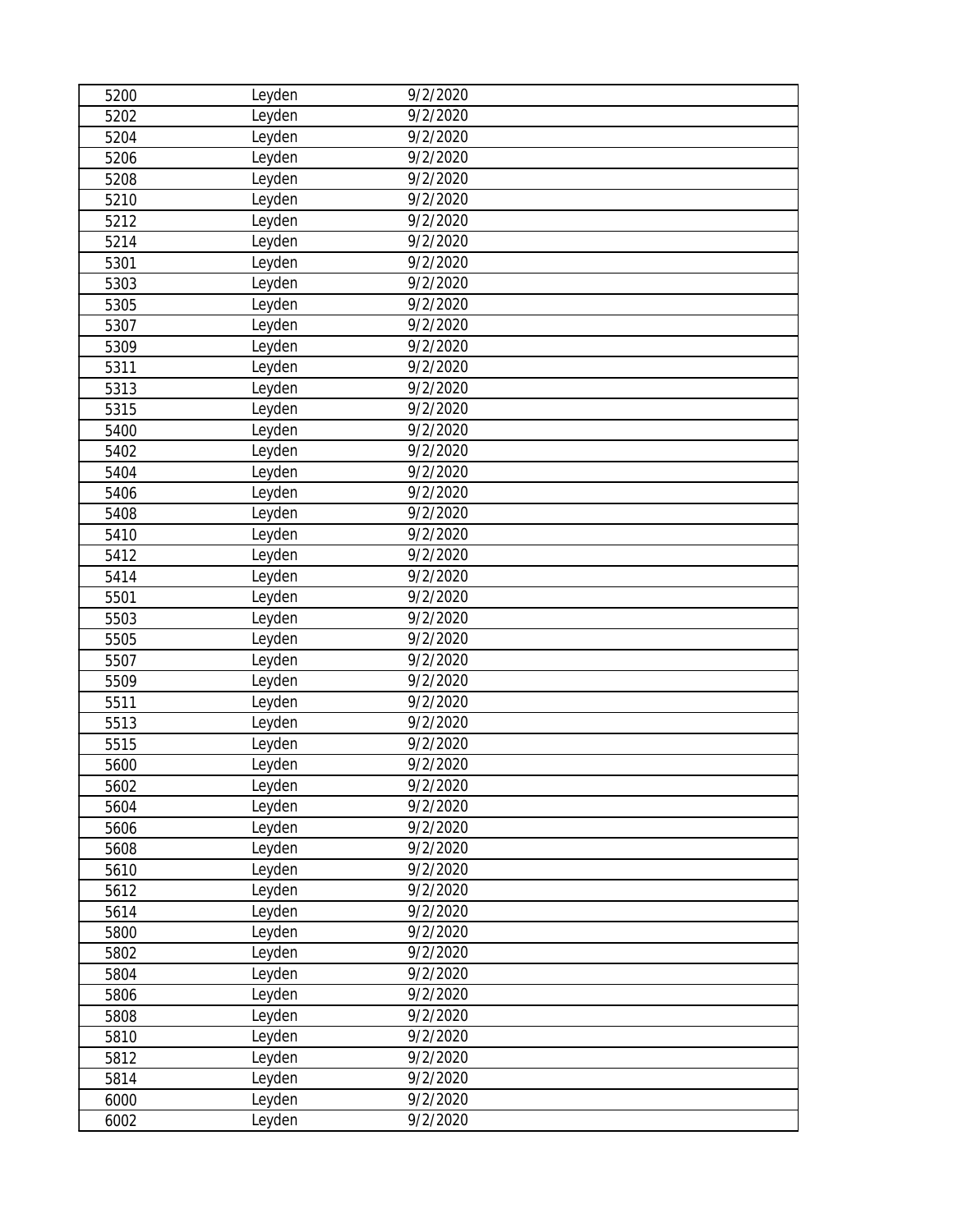| | | | |
|---|---|---|---|
| 5200 | Leyden | 9/2/2020 | |
| 5202 | Leyden | 9/2/2020 | |
| 5204 | Leyden | 9/2/2020 | |
| 5206 | Leyden | 9/2/2020 | |
| 5208 | Leyden | 9/2/2020 | |
| 5210 | Leyden | 9/2/2020 | |
| 5212 | Leyden | 9/2/2020 | |
| 5214 | Leyden | 9/2/2020 | |
| 5301 | Leyden | 9/2/2020 | |
| 5303 | Leyden | 9/2/2020 | |
| 5305 | Leyden | 9/2/2020 | |
| 5307 | Leyden | 9/2/2020 | |
| 5309 | Leyden | 9/2/2020 | |
| 5311 | Leyden | 9/2/2020 | |
| 5313 | Leyden | 9/2/2020 | |
| 5315 | Leyden | 9/2/2020 | |
| 5400 | Leyden | 9/2/2020 | |
| 5402 | Leyden | 9/2/2020 | |
| 5404 | Leyden | 9/2/2020 | |
| 5406 | Leyden | 9/2/2020 | |
| 5408 | Leyden | 9/2/2020 | |
| 5410 | Leyden | 9/2/2020 | |
| 5412 | Leyden | 9/2/2020 | |
| 5414 | Leyden | 9/2/2020 | |
| 5501 | Leyden | 9/2/2020 | |
| 5503 | Leyden | 9/2/2020 | |
| 5505 | Leyden | 9/2/2020 | |
| 5507 | Leyden | 9/2/2020 | |
| 5509 | Leyden | 9/2/2020 | |
| 5511 | Leyden | 9/2/2020 | |
| 5513 | Leyden | 9/2/2020 | |
| 5515 | Leyden | 9/2/2020 | |
| 5600 | Leyden | 9/2/2020 | |
| 5602 | Leyden | 9/2/2020 | |
| 5604 | Leyden | 9/2/2020 | |
| 5606 | Leyden | 9/2/2020 | |
| 5608 | Leyden | 9/2/2020 | |
| 5610 | Leyden | 9/2/2020 | |
| 5612 | Leyden | 9/2/2020 | |
| 5614 | Leyden | 9/2/2020 | |
| 5800 | Leyden | 9/2/2020 | |
| 5802 | Leyden | 9/2/2020 | |
| 5804 | Leyden | 9/2/2020 | |
| 5806 | Leyden | 9/2/2020 | |
| 5808 | Leyden | 9/2/2020 | |
| 5810 | Leyden | 9/2/2020 | |
| 5812 | Leyden | 9/2/2020 | |
| 5814 | Leyden | 9/2/2020 | |
| 6000 | Leyden | 9/2/2020 | |
| 6002 | Leyden | 9/2/2020 | |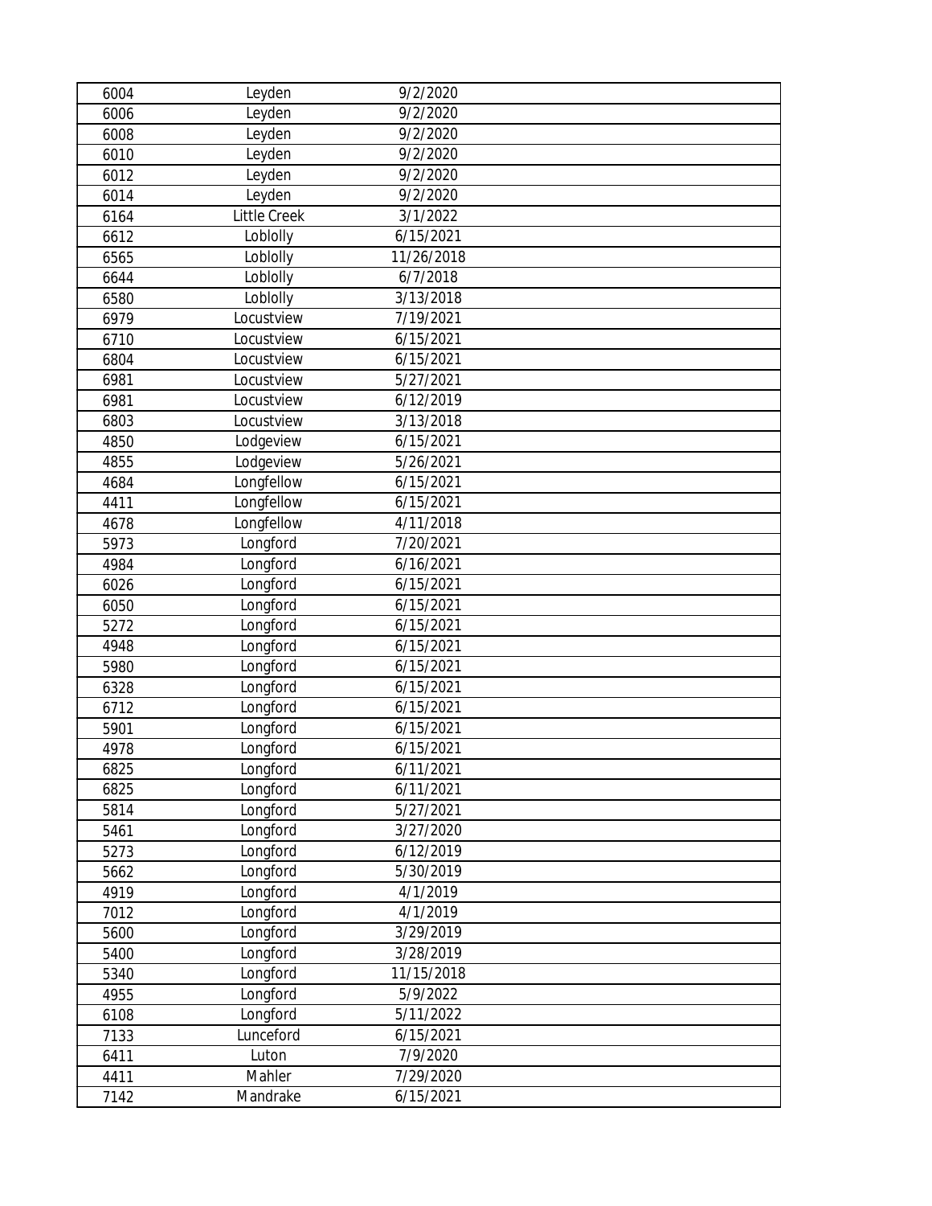| | | | |
|---|---|---|---|
| 6004 | Leyden | 9/2/2020 | |
| 6006 | Leyden | 9/2/2020 | |
| 6008 | Leyden | 9/2/2020 | |
| 6010 | Leyden | 9/2/2020 | |
| 6012 | Leyden | 9/2/2020 | |
| 6014 | Leyden | 9/2/2020 | |
| 6164 | Little Creek | 3/1/2022 | |
| 6612 | Loblolly | 6/15/2021 | |
| 6565 | Loblolly | 11/26/2018 | |
| 6644 | Loblolly | 6/7/2018 | |
| 6580 | Loblolly | 3/13/2018 | |
| 6979 | Locustview | 7/19/2021 | |
| 6710 | Locustview | 6/15/2021 | |
| 6804 | Locustview | 6/15/2021 | |
| 6981 | Locustview | 5/27/2021 | |
| 6981 | Locustview | 6/12/2019 | |
| 6803 | Locustview | 3/13/2018 | |
| 4850 | Lodgeview | 6/15/2021 | |
| 4855 | Lodgeview | 5/26/2021 | |
| 4684 | Longfellow | 6/15/2021 | |
| 4411 | Longfellow | 6/15/2021 | |
| 4678 | Longfellow | 4/11/2018 | |
| 5973 | Longford | 7/20/2021 | |
| 4984 | Longford | 6/16/2021 | |
| 6026 | Longford | 6/15/2021 | |
| 6050 | Longford | 6/15/2021 | |
| 5272 | Longford | 6/15/2021 | |
| 4948 | Longford | 6/15/2021 | |
| 5980 | Longford | 6/15/2021 | |
| 6328 | Longford | 6/15/2021 | |
| 6712 | Longford | 6/15/2021 | |
| 5901 | Longford | 6/15/2021 | |
| 4978 | Longford | 6/15/2021 | |
| 6825 | Longford | 6/11/2021 | |
| 6825 | Longford | 6/11/2021 | |
| 5814 | Longford | 5/27/2021 | |
| 5461 | Longford | 3/27/2020 | |
| 5273 | Longford | 6/12/2019 | |
| 5662 | Longford | 5/30/2019 | |
| 4919 | Longford | 4/1/2019 | |
| 7012 | Longford | 4/1/2019 | |
| 5600 | Longford | 3/29/2019 | |
| 5400 | Longford | 3/28/2019 | |
| 5340 | Longford | 11/15/2018 | |
| 4955 | Longford | 5/9/2022 | |
| 6108 | Longford | 5/11/2022 | |
| 7133 | Lunceford | 6/15/2021 | |
| 6411 | Luton | 7/9/2020 | |
| 4411 | Mahler | 7/29/2020 | |
| 7142 | Mandrake | 6/15/2021 | |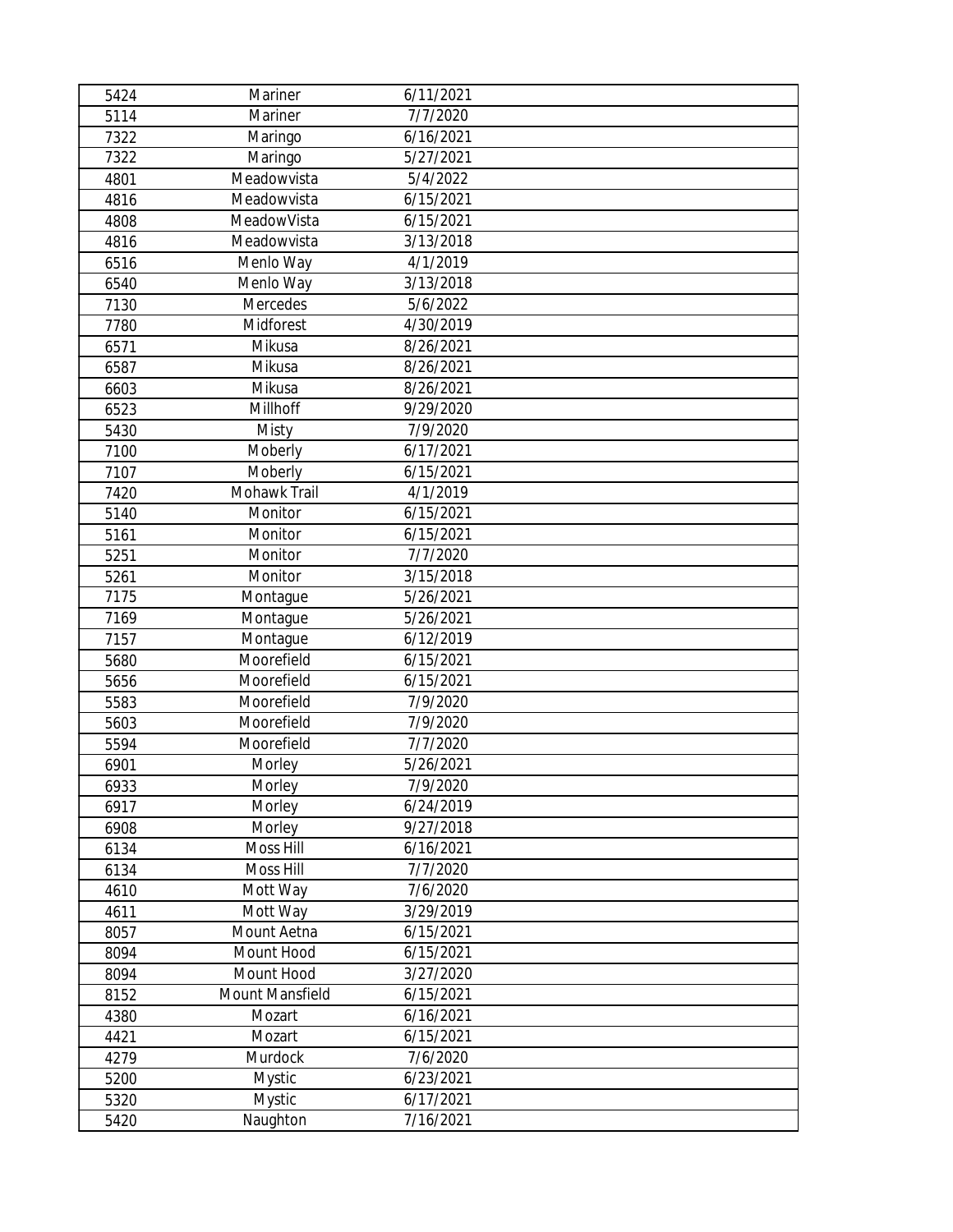| | | | |
|---|---|---|---|
| 5424 | Mariner | 6/11/2021 | |
| 5114 | Mariner | 7/7/2020 | |
| 7322 | Maringo | 6/16/2021 | |
| 7322 | Maringo | 5/27/2021 | |
| 4801 | Meadowvista | 5/4/2022 | |
| 4816 | Meadowvista | 6/15/2021 | |
| 4808 | MeadowVista | 6/15/2021 | |
| 4816 | Meadowvista | 3/13/2018 | |
| 6516 | Menlo Way | 4/1/2019 | |
| 6540 | Menlo Way | 3/13/2018 | |
| 7130 | Mercedes | 5/6/2022 | |
| 7780 | Midforest | 4/30/2019 | |
| 6571 | Mikusa | 8/26/2021 | |
| 6587 | Mikusa | 8/26/2021 | |
| 6603 | Mikusa | 8/26/2021 | |
| 6523 | Millhoff | 9/29/2020 | |
| 5430 | Misty | 7/9/2020 | |
| 7100 | Moberly | 6/17/2021 | |
| 7107 | Moberly | 6/15/2021 | |
| 7420 | Mohawk Trail | 4/1/2019 | |
| 5140 | Monitor | 6/15/2021 | |
| 5161 | Monitor | 6/15/2021 | |
| 5251 | Monitor | 7/7/2020 | |
| 5261 | Monitor | 3/15/2018 | |
| 7175 | Montague | 5/26/2021 | |
| 7169 | Montague | 5/26/2021 | |
| 7157 | Montague | 6/12/2019 | |
| 5680 | Moorefield | 6/15/2021 | |
| 5656 | Moorefield | 6/15/2021 | |
| 5583 | Moorefield | 7/9/2020 | |
| 5603 | Moorefield | 7/9/2020 | |
| 5594 | Moorefield | 7/7/2020 | |
| 6901 | Morley | 5/26/2021 | |
| 6933 | Morley | 7/9/2020 | |
| 6917 | Morley | 6/24/2019 | |
| 6908 | Morley | 9/27/2018 | |
| 6134 | Moss Hill | 6/16/2021 | |
| 6134 | Moss Hill | 7/7/2020 | |
| 4610 | Mott Way | 7/6/2020 | |
| 4611 | Mott Way | 3/29/2019 | |
| 8057 | Mount Aetna | 6/15/2021 | |
| 8094 | Mount Hood | 6/15/2021 | |
| 8094 | Mount Hood | 3/27/2020 | |
| 8152 | Mount Mansfield | 6/15/2021 | |
| 4380 | Mozart | 6/16/2021 | |
| 4421 | Mozart | 6/15/2021 | |
| 4279 | Murdock | 7/6/2020 | |
| 5200 | Mystic | 6/23/2021 | |
| 5320 | Mystic | 6/17/2021 | |
| 5420 | Naughton | 7/16/2021 | |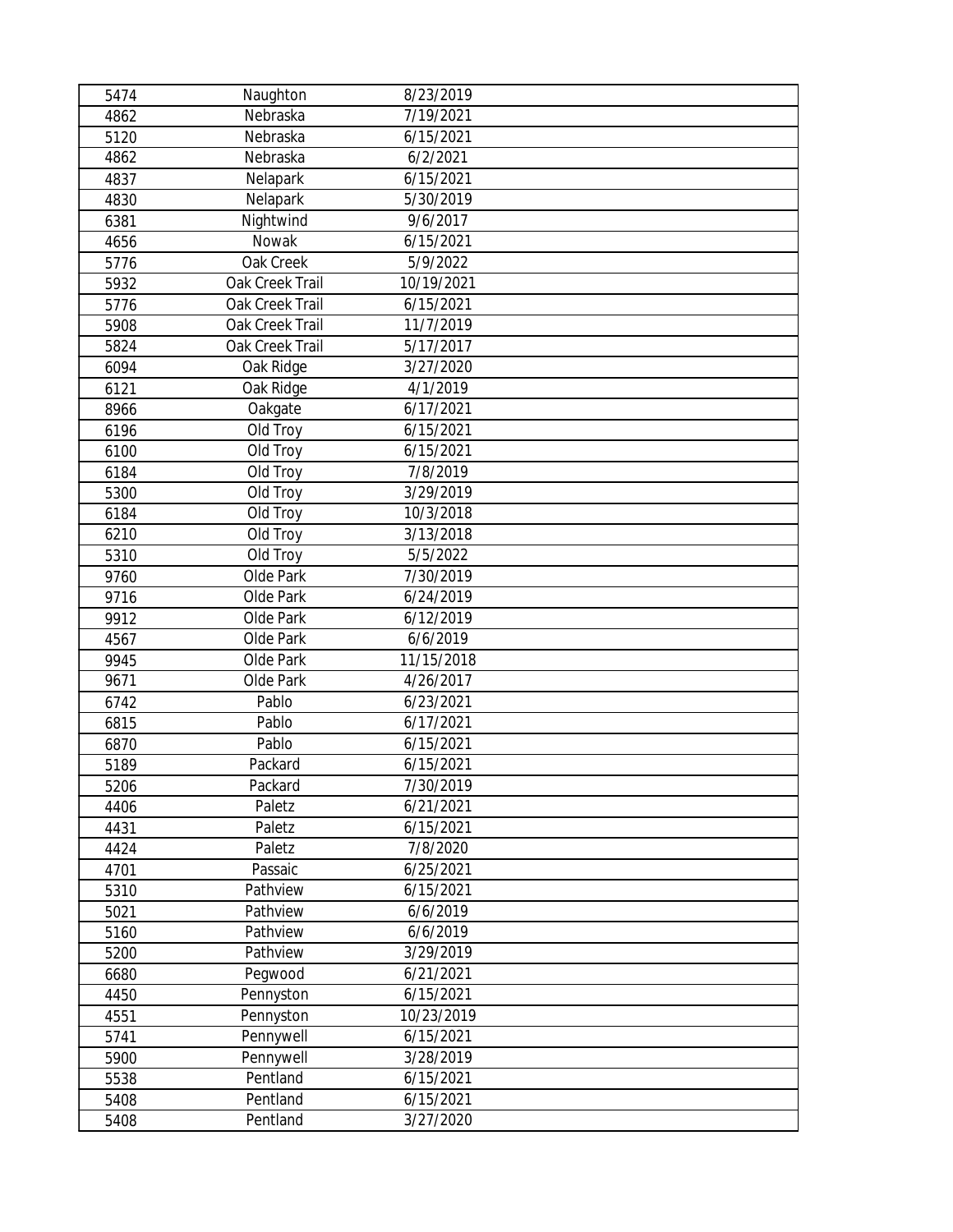| | | | |
|---|---|---|---|
| 5474 | Naughton | 8/23/2019 | |
| 4862 | Nebraska | 7/19/2021 | |
| 5120 | Nebraska | 6/15/2021 | |
| 4862 | Nebraska | 6/2/2021 | |
| 4837 | Nelapark | 6/15/2021 | |
| 4830 | Nelapark | 5/30/2019 | |
| 6381 | Nightwind | 9/6/2017 | |
| 4656 | Nowak | 6/15/2021 | |
| 5776 | Oak Creek | 5/9/2022 | |
| 5932 | Oak Creek Trail | 10/19/2021 | |
| 5776 | Oak Creek Trail | 6/15/2021 | |
| 5908 | Oak Creek Trail | 11/7/2019 | |
| 5824 | Oak Creek Trail | 5/17/2017 | |
| 6094 | Oak Ridge | 3/27/2020 | |
| 6121 | Oak Ridge | 4/1/2019 | |
| 8966 | Oakgate | 6/17/2021 | |
| 6196 | Old Troy | 6/15/2021 | |
| 6100 | Old Troy | 6/15/2021 | |
| 6184 | Old Troy | 7/8/2019 | |
| 5300 | Old Troy | 3/29/2019 | |
| 6184 | Old Troy | 10/3/2018 | |
| 6210 | Old Troy | 3/13/2018 | |
| 5310 | Old Troy | 5/5/2022 | |
| 9760 | Olde Park | 7/30/2019 | |
| 9716 | Olde Park | 6/24/2019 | |
| 9912 | Olde Park | 6/12/2019 | |
| 4567 | Olde Park | 6/6/2019 | |
| 9945 | Olde Park | 11/15/2018 | |
| 9671 | Olde Park | 4/26/2017 | |
| 6742 | Pablo | 6/23/2021 | |
| 6815 | Pablo | 6/17/2021 | |
| 6870 | Pablo | 6/15/2021 | |
| 5189 | Packard | 6/15/2021 | |
| 5206 | Packard | 7/30/2019 | |
| 4406 | Paletz | 6/21/2021 | |
| 4431 | Paletz | 6/15/2021 | |
| 4424 | Paletz | 7/8/2020 | |
| 4701 | Passaic | 6/25/2021 | |
| 5310 | Pathview | 6/15/2021 | |
| 5021 | Pathview | 6/6/2019 | |
| 5160 | Pathview | 6/6/2019 | |
| 5200 | Pathview | 3/29/2019 | |
| 6680 | Pegwood | 6/21/2021 | |
| 4450 | Pennyston | 6/15/2021 | |
| 4551 | Pennyston | 10/23/2019 | |
| 5741 | Pennywell | 6/15/2021 | |
| 5900 | Pennywell | 3/28/2019 | |
| 5538 | Pentland | 6/15/2021 | |
| 5408 | Pentland | 6/15/2021 | |
| 5408 | Pentland | 3/27/2020 | |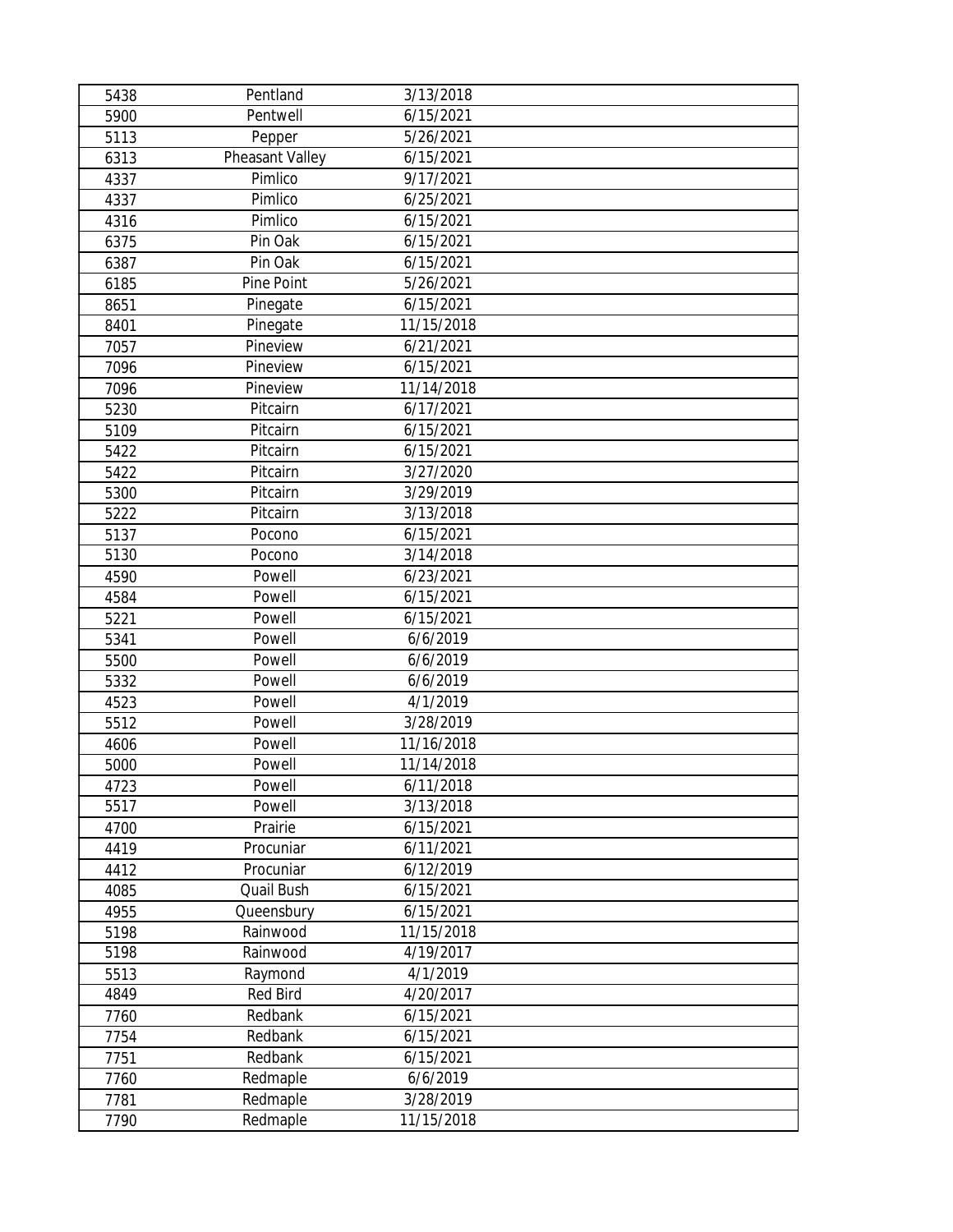| | | | |
|---|---|---|---|
| 5438 | Pentland | 3/13/2018 | |
| 5900 | Pentwell | 6/15/2021 | |
| 5113 | Pepper | 5/26/2021 | |
| 6313 | Pheasant Valley | 6/15/2021 | |
| 4337 | Pimlico | 9/17/2021 | |
| 4337 | Pimlico | 6/25/2021 | |
| 4316 | Pimlico | 6/15/2021 | |
| 6375 | Pin Oak | 6/15/2021 | |
| 6387 | Pin Oak | 6/15/2021 | |
| 6185 | Pine Point | 5/26/2021 | |
| 8651 | Pinegate | 6/15/2021 | |
| 8401 | Pinegate | 11/15/2018 | |
| 7057 | Pineview | 6/21/2021 | |
| 7096 | Pineview | 6/15/2021 | |
| 7096 | Pineview | 11/14/2018 | |
| 5230 | Pitcairn | 6/17/2021 | |
| 5109 | Pitcairn | 6/15/2021 | |
| 5422 | Pitcairn | 6/15/2021 | |
| 5422 | Pitcairn | 3/27/2020 | |
| 5300 | Pitcairn | 3/29/2019 | |
| 5222 | Pitcairn | 3/13/2018 | |
| 5137 | Pocono | 6/15/2021 | |
| 5130 | Pocono | 3/14/2018 | |
| 4590 | Powell | 6/23/2021 | |
| 4584 | Powell | 6/15/2021 | |
| 5221 | Powell | 6/15/2021 | |
| 5341 | Powell | 6/6/2019 | |
| 5500 | Powell | 6/6/2019 | |
| 5332 | Powell | 6/6/2019 | |
| 4523 | Powell | 4/1/2019 | |
| 5512 | Powell | 3/28/2019 | |
| 4606 | Powell | 11/16/2018 | |
| 5000 | Powell | 11/14/2018 | |
| 4723 | Powell | 6/11/2018 | |
| 5517 | Powell | 3/13/2018 | |
| 4700 | Prairie | 6/15/2021 | |
| 4419 | Procuniar | 6/11/2021 | |
| 4412 | Procuniar | 6/12/2019 | |
| 4085 | Quail Bush | 6/15/2021 | |
| 4955 | Queensbury | 6/15/2021 | |
| 5198 | Rainwood | 11/15/2018 | |
| 5198 | Rainwood | 4/19/2017 | |
| 5513 | Raymond | 4/1/2019 | |
| 4849 | Red Bird | 4/20/2017 | |
| 7760 | Redbank | 6/15/2021 | |
| 7754 | Redbank | 6/15/2021 | |
| 7751 | Redbank | 6/15/2021 | |
| 7760 | Redmaple | 6/6/2019 | |
| 7781 | Redmaple | 3/28/2019 | |
| 7790 | Redmaple | 11/15/2018 | |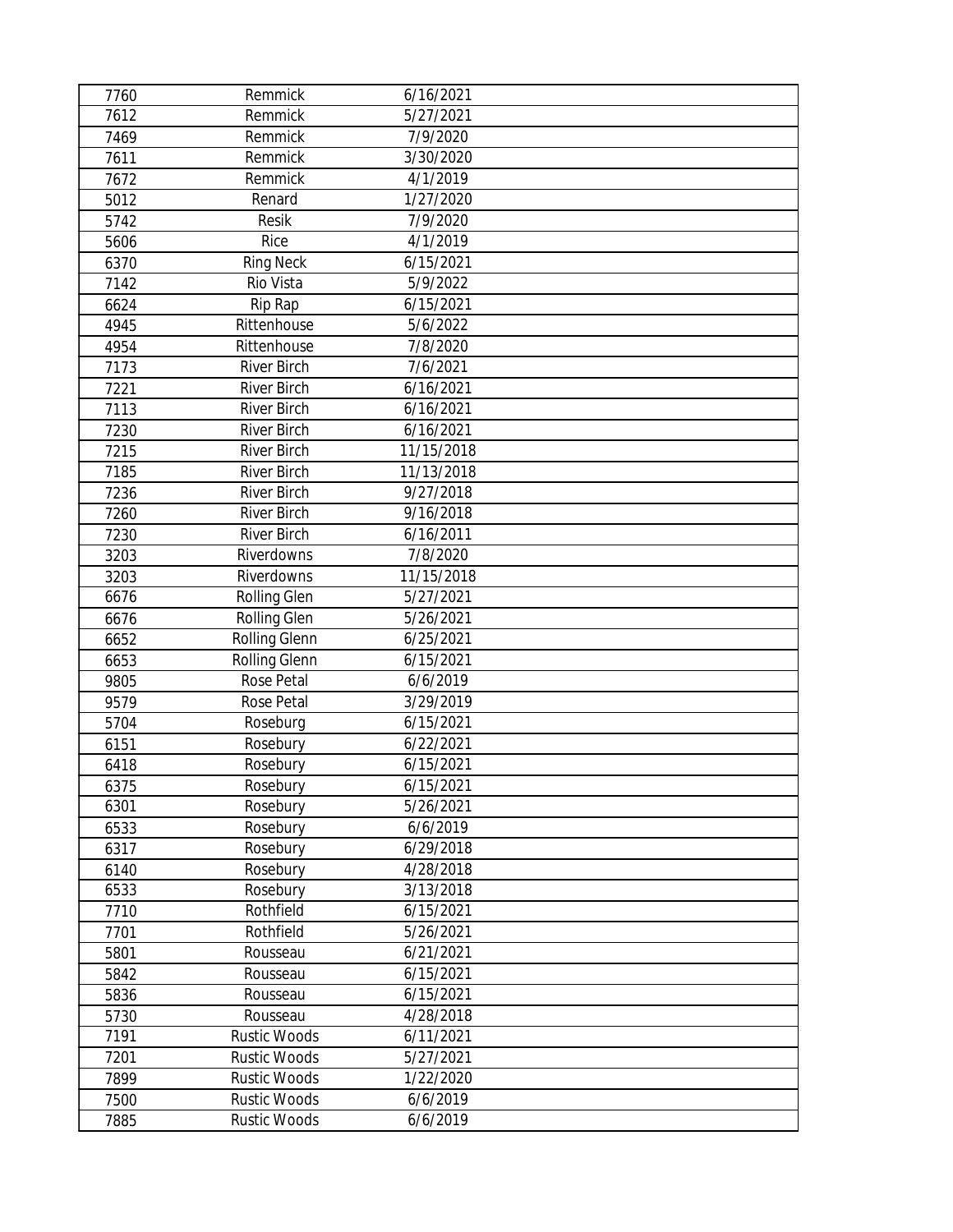| 7760 | Remmick | 6/16/2021 |  |
|---|---|---|---|
| 7612 | Remmick | 5/27/2021 |  |
| 7469 | Remmick | 7/9/2020 |  |
| 7611 | Remmick | 3/30/2020 |  |
| 7672 | Remmick | 4/1/2019 |  |
| 5012 | Renard | 1/27/2020 |  |
| 5742 | Resik | 7/9/2020 |  |
| 5606 | Rice | 4/1/2019 |  |
| 6370 | Ring Neck | 6/15/2021 |  |
| 7142 | Rio Vista | 5/9/2022 |  |
| 6624 | Rip Rap | 6/15/2021 |  |
| 4945 | Rittenhouse | 5/6/2022 |  |
| 4954 | Rittenhouse | 7/8/2020 |  |
| 7173 | River Birch | 7/6/2021 |  |
| 7221 | River Birch | 6/16/2021 |  |
| 7113 | River Birch | 6/16/2021 |  |
| 7230 | River Birch | 6/16/2021 |  |
| 7215 | River Birch | 11/15/2018 |  |
| 7185 | River Birch | 11/13/2018 |  |
| 7236 | River Birch | 9/27/2018 |  |
| 7260 | River Birch | 9/16/2018 |  |
| 7230 | River Birch | 6/16/2011 |  |
| 3203 | Riverdowns | 7/8/2020 |  |
| 3203 | Riverdowns | 11/15/2018 |  |
| 6676 | Rolling Glen | 5/27/2021 |  |
| 6676 | Rolling Glen | 5/26/2021 |  |
| 6652 | Rolling Glenn | 6/25/2021 |  |
| 6653 | Rolling Glenn | 6/15/2021 |  |
| 9805 | Rose Petal | 6/6/2019 |  |
| 9579 | Rose Petal | 3/29/2019 |  |
| 5704 | Roseburg | 6/15/2021 |  |
| 6151 | Rosebury | 6/22/2021 |  |
| 6418 | Rosebury | 6/15/2021 |  |
| 6375 | Rosebury | 6/15/2021 |  |
| 6301 | Rosebury | 5/26/2021 |  |
| 6533 | Rosebury | 6/6/2019 |  |
| 6317 | Rosebury | 6/29/2018 |  |
| 6140 | Rosebury | 4/28/2018 |  |
| 6533 | Rosebury | 3/13/2018 |  |
| 7710 | Rothfield | 6/15/2021 |  |
| 7701 | Rothfield | 5/26/2021 |  |
| 5801 | Rousseau | 6/21/2021 |  |
| 5842 | Rousseau | 6/15/2021 |  |
| 5836 | Rousseau | 6/15/2021 |  |
| 5730 | Rousseau | 4/28/2018 |  |
| 7191 | Rustic Woods | 6/11/2021 |  |
| 7201 | Rustic Woods | 5/27/2021 |  |
| 7899 | Rustic Woods | 1/22/2020 |  |
| 7500 | Rustic Woods | 6/6/2019 |  |
| 7885 | Rustic Woods | 6/6/2019 |  |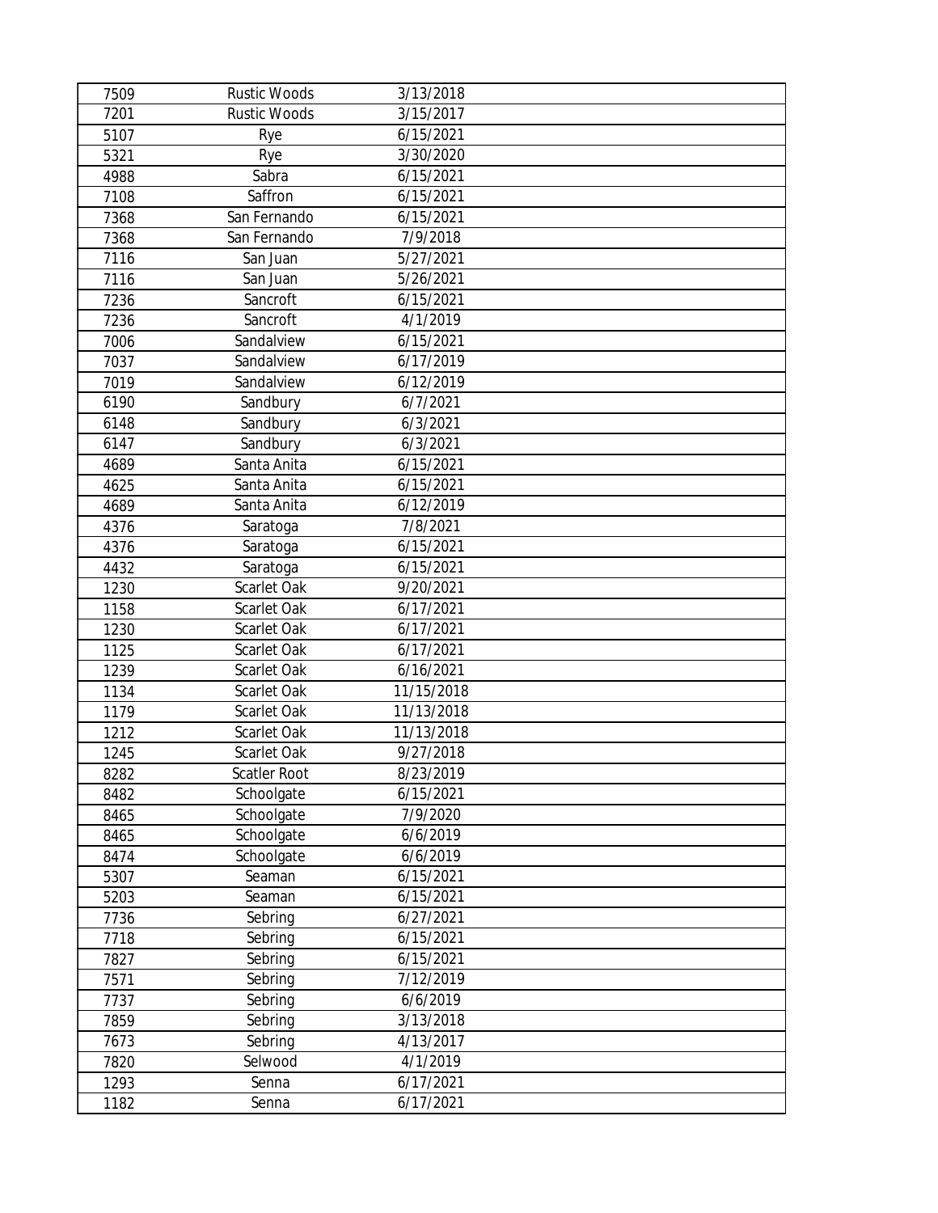| | | | |
|---|---|---|---|
| 7509 | Rustic Woods | 3/13/2018 | |
| 7201 | Rustic Woods | 3/15/2017 | |
| 5107 | Rye | 6/15/2021 | |
| 5321 | Rye | 3/30/2020 | |
| 4988 | Sabra | 6/15/2021 | |
| 7108 | Saffron | 6/15/2021 | |
| 7368 | San Fernando | 6/15/2021 | |
| 7368 | San Fernando | 7/9/2018 | |
| 7116 | San Juan | 5/27/2021 | |
| 7116 | San Juan | 5/26/2021 | |
| 7236 | Sancroft | 6/15/2021 | |
| 7236 | Sancroft | 4/1/2019 | |
| 7006 | Sandalview | 6/15/2021 | |
| 7037 | Sandalview | 6/17/2019 | |
| 7019 | Sandalview | 6/12/2019 | |
| 6190 | Sandbury | 6/7/2021 | |
| 6148 | Sandbury | 6/3/2021 | |
| 6147 | Sandbury | 6/3/2021 | |
| 4689 | Santa Anita | 6/15/2021 | |
| 4625 | Santa Anita | 6/15/2021 | |
| 4689 | Santa Anita | 6/12/2019 | |
| 4376 | Saratoga | 7/8/2021 | |
| 4376 | Saratoga | 6/15/2021 | |
| 4432 | Saratoga | 6/15/2021 | |
| 1230 | Scarlet Oak | 9/20/2021 | |
| 1158 | Scarlet Oak | 6/17/2021 | |
| 1230 | Scarlet Oak | 6/17/2021 | |
| 1125 | Scarlet Oak | 6/17/2021 | |
| 1239 | Scarlet Oak | 6/16/2021 | |
| 1134 | Scarlet Oak | 11/15/2018 | |
| 1179 | Scarlet Oak | 11/13/2018 | |
| 1212 | Scarlet Oak | 11/13/2018 | |
| 1245 | Scarlet Oak | 9/27/2018 | |
| 8282 | Scatler Root | 8/23/2019 | |
| 8482 | Schoolgate | 6/15/2021 | |
| 8465 | Schoolgate | 7/9/2020 | |
| 8465 | Schoolgate | 6/6/2019 | |
| 8474 | Schoolgate | 6/6/2019 | |
| 5307 | Seaman | 6/15/2021 | |
| 5203 | Seaman | 6/15/2021 | |
| 7736 | Sebring | 6/27/2021 | |
| 7718 | Sebring | 6/15/2021 | |
| 7827 | Sebring | 6/15/2021 | |
| 7571 | Sebring | 7/12/2019 | |
| 7737 | Sebring | 6/6/2019 | |
| 7859 | Sebring | 3/13/2018 | |
| 7673 | Sebring | 4/13/2017 | |
| 7820 | Selwood | 4/1/2019 | |
| 1293 | Senna | 6/17/2021 | |
| 1182 | Senna | 6/17/2021 | |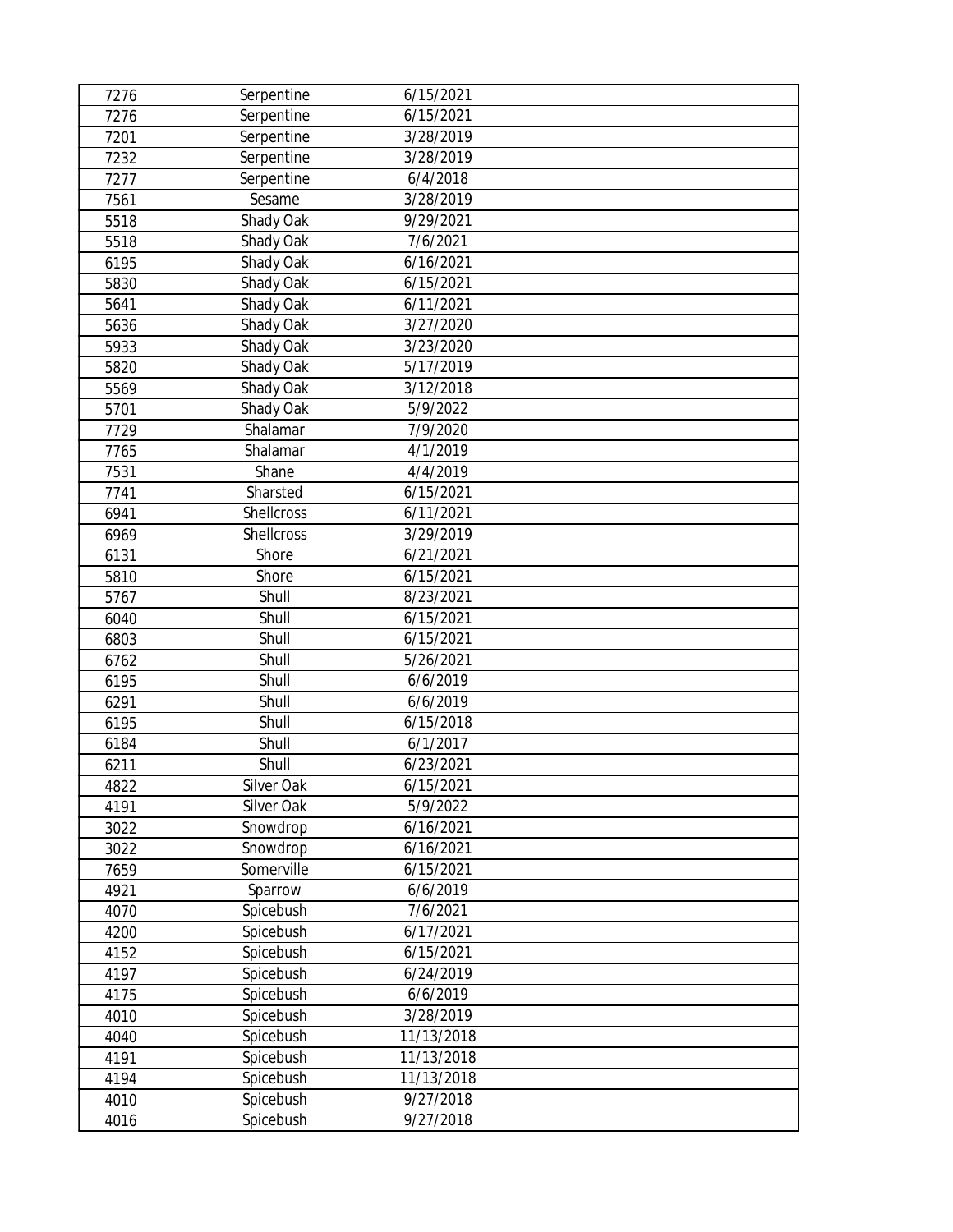| | | | |
|---|---|---|---|
| 7276 | Serpentine | 6/15/2021 | |
| 7276 | Serpentine | 6/15/2021 | |
| 7201 | Serpentine | 3/28/2019 | |
| 7232 | Serpentine | 3/28/2019 | |
| 7277 | Serpentine | 6/4/2018 | |
| 7561 | Sesame | 3/28/2019 | |
| 5518 | Shady Oak | 9/29/2021 | |
| 5518 | Shady Oak | 7/6/2021 | |
| 6195 | Shady Oak | 6/16/2021 | |
| 5830 | Shady Oak | 6/15/2021 | |
| 5641 | Shady Oak | 6/11/2021 | |
| 5636 | Shady Oak | 3/27/2020 | |
| 5933 | Shady Oak | 3/23/2020 | |
| 5820 | Shady Oak | 5/17/2019 | |
| 5569 | Shady Oak | 3/12/2018 | |
| 5701 | Shady Oak | 5/9/2022 | |
| 7729 | Shalamar | 7/9/2020 | |
| 7765 | Shalamar | 4/1/2019 | |
| 7531 | Shane | 4/4/2019 | |
| 7741 | Sharsted | 6/15/2021 | |
| 6941 | Shellcross | 6/11/2021 | |
| 6969 | Shellcross | 3/29/2019 | |
| 6131 | Shore | 6/21/2021 | |
| 5810 | Shore | 6/15/2021 | |
| 5767 | Shull | 8/23/2021 | |
| 6040 | Shull | 6/15/2021 | |
| 6803 | Shull | 6/15/2021 | |
| 6762 | Shull | 5/26/2021 | |
| 6195 | Shull | 6/6/2019 | |
| 6291 | Shull | 6/6/2019 | |
| 6195 | Shull | 6/15/2018 | |
| 6184 | Shull | 6/1/2017 | |
| 6211 | Shull | 6/23/2021 | |
| 4822 | Silver Oak | 6/15/2021 | |
| 4191 | Silver Oak | 5/9/2022 | |
| 3022 | Snowdrop | 6/16/2021 | |
| 3022 | Snowdrop | 6/16/2021 | |
| 7659 | Somerville | 6/15/2021 | |
| 4921 | Sparrow | 6/6/2019 | |
| 4070 | Spicebush | 7/6/2021 | |
| 4200 | Spicebush | 6/17/2021 | |
| 4152 | Spicebush | 6/15/2021 | |
| 4197 | Spicebush | 6/24/2019 | |
| 4175 | Spicebush | 6/6/2019 | |
| 4010 | Spicebush | 3/28/2019 | |
| 4040 | Spicebush | 11/13/2018 | |
| 4191 | Spicebush | 11/13/2018 | |
| 4194 | Spicebush | 11/13/2018 | |
| 4010 | Spicebush | 9/27/2018 | |
| 4016 | Spicebush | 9/27/2018 | |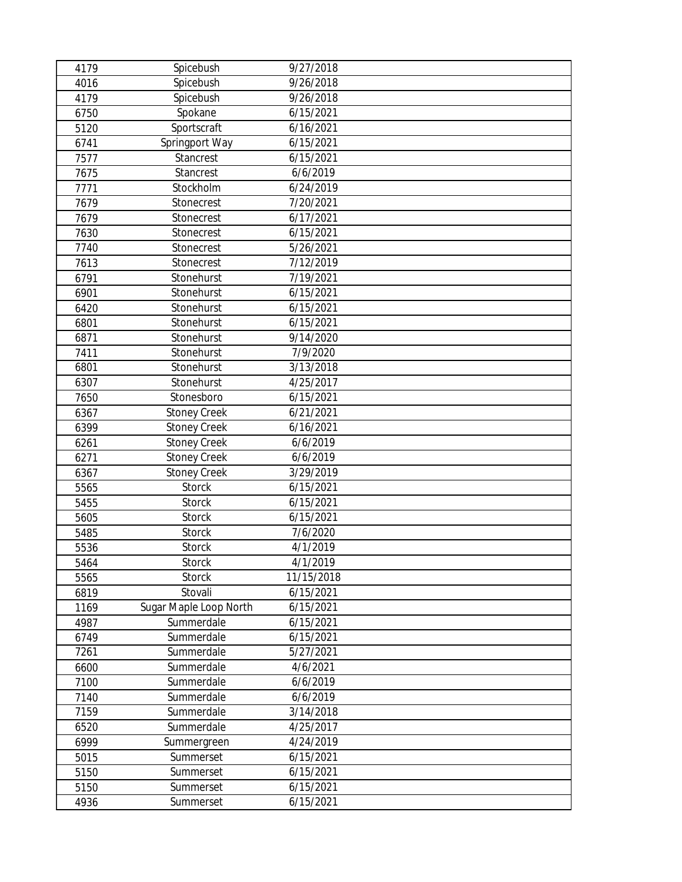| 4179 | Spicebush | 9/27/2018 | |
|---|---|---|---|
| 4016 | Spicebush | 9/26/2018 | |
| 4179 | Spicebush | 9/26/2018 | |
| 6750 | Spokane | 6/15/2021 | |
| 5120 | Sportscraft | 6/16/2021 | |
| 6741 | Springport Way | 6/15/2021 | |
| 7577 | Stancrest | 6/15/2021 | |
| 7675 | Stancrest | 6/6/2019 | |
| 7771 | Stockholm | 6/24/2019 | |
| 7679 | Stonecrest | 7/20/2021 | |
| 7679 | Stonecrest | 6/17/2021 | |
| 7630 | Stonecrest | 6/15/2021 | |
| 7740 | Stonecrest | 5/26/2021 | |
| 7613 | Stonecrest | 7/12/2019 | |
| 6791 | Stonehurst | 7/19/2021 | |
| 6901 | Stonehurst | 6/15/2021 | |
| 6420 | Stonehurst | 6/15/2021 | |
| 6801 | Stonehurst | 6/15/2021 | |
| 6871 | Stonehurst | 9/14/2020 | |
| 7411 | Stonehurst | 7/9/2020 | |
| 6801 | Stonehurst | 3/13/2018 | |
| 6307 | Stonehurst | 4/25/2017 | |
| 7650 | Stonesboro | 6/15/2021 | |
| 6367 | Stoney Creek | 6/21/2021 | |
| 6399 | Stoney Creek | 6/16/2021 | |
| 6261 | Stoney Creek | 6/6/2019 | |
| 6271 | Stoney Creek | 6/6/2019 | |
| 6367 | Stoney Creek | 3/29/2019 | |
| 5565 | Storck | 6/15/2021 | |
| 5455 | Storck | 6/15/2021 | |
| 5605 | Storck | 6/15/2021 | |
| 5485 | Storck | 7/6/2020 | |
| 5536 | Storck | 4/1/2019 | |
| 5464 | Storck | 4/1/2019 | |
| 5565 | Storck | 11/15/2018 | |
| 6819 | Stovali | 6/15/2021 | |
| 1169 | Sugar Maple Loop North | 6/15/2021 | |
| 4987 | Summerdale | 6/15/2021 | |
| 6749 | Summerdale | 6/15/2021 | |
| 7261 | Summerdale | 5/27/2021 | |
| 6600 | Summerdale | 4/6/2021 | |
| 7100 | Summerdale | 6/6/2019 | |
| 7140 | Summerdale | 6/6/2019 | |
| 7159 | Summerdale | 3/14/2018 | |
| 6520 | Summerdale | 4/25/2017 | |
| 6999 | Summergreen | 4/24/2019 | |
| 5015 | Summerset | 6/15/2021 | |
| 5150 | Summerset | 6/15/2021 | |
| 5150 | Summerset | 6/15/2021 | |
| 4936 | Summerset | 6/15/2021 | |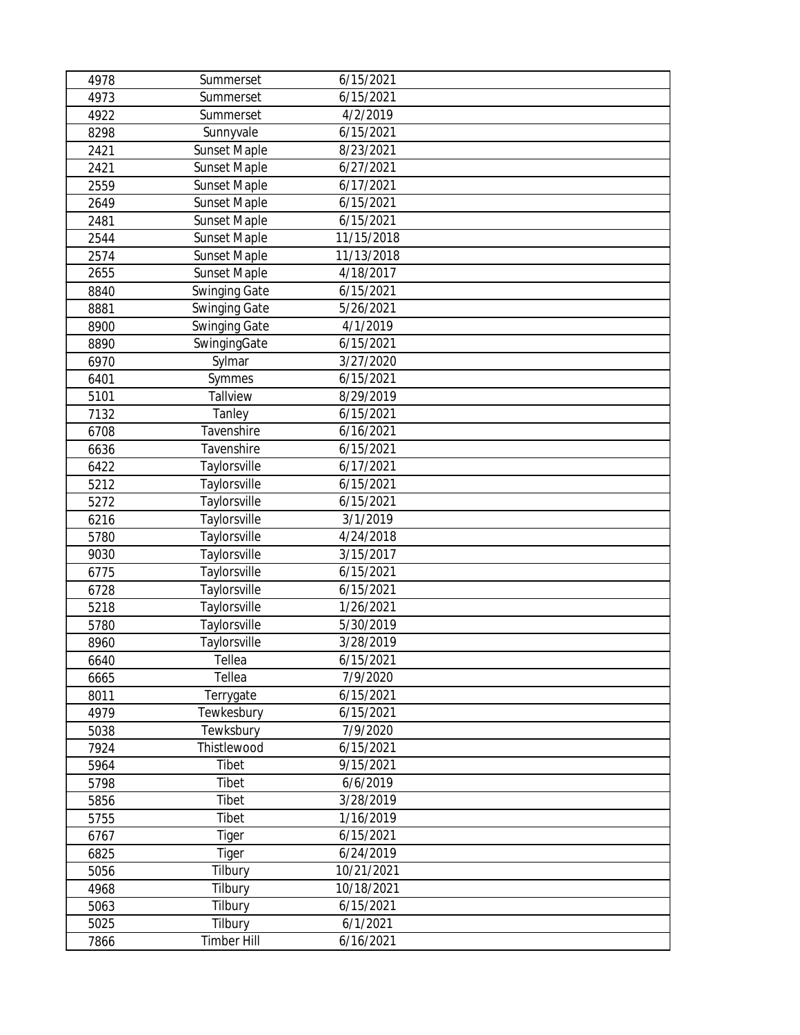| | | | |
|---|---|---|---|
| 4978 | Summerset | 6/15/2021 | |
| 4973 | Summerset | 6/15/2021 | |
| 4922 | Summerset | 4/2/2019 | |
| 8298 | Sunnyvale | 6/15/2021 | |
| 2421 | Sunset Maple | 8/23/2021 | |
| 2421 | Sunset Maple | 6/27/2021 | |
| 2559 | Sunset Maple | 6/17/2021 | |
| 2649 | Sunset Maple | 6/15/2021 | |
| 2481 | Sunset Maple | 6/15/2021 | |
| 2544 | Sunset Maple | 11/15/2018 | |
| 2574 | Sunset Maple | 11/13/2018 | |
| 2655 | Sunset Maple | 4/18/2017 | |
| 8840 | Swinging Gate | 6/15/2021 | |
| 8881 | Swinging Gate | 5/26/2021 | |
| 8900 | Swinging Gate | 4/1/2019 | |
| 8890 | SwingingGate | 6/15/2021 | |
| 6970 | Sylmar | 3/27/2020 | |
| 6401 | Symmes | 6/15/2021 | |
| 5101 | Tallview | 8/29/2019 | |
| 7132 | Tanley | 6/15/2021 | |
| 6708 | Tavenshire | 6/16/2021 | |
| 6636 | Tavenshire | 6/15/2021 | |
| 6422 | Taylorsville | 6/17/2021 | |
| 5212 | Taylorsville | 6/15/2021 | |
| 5272 | Taylorsville | 6/15/2021 | |
| 6216 | Taylorsville | 3/1/2019 | |
| 5780 | Taylorsville | 4/24/2018 | |
| 9030 | Taylorsville | 3/15/2017 | |
| 6775 | Taylorsville | 6/15/2021 | |
| 6728 | Taylorsville | 6/15/2021 | |
| 5218 | Taylorsville | 1/26/2021 | |
| 5780 | Taylorsville | 5/30/2019 | |
| 8960 | Taylorsville | 3/28/2019 | |
| 6640 | Tellea | 6/15/2021 | |
| 6665 | Tellea | 7/9/2020 | |
| 8011 | Terrygate | 6/15/2021 | |
| 4979 | Tewkesbury | 6/15/2021 | |
| 5038 | Tewksbury | 7/9/2020 | |
| 7924 | Thistlewood | 6/15/2021 | |
| 5964 | Tibet | 9/15/2021 | |
| 5798 | Tibet | 6/6/2019 | |
| 5856 | Tibet | 3/28/2019 | |
| 5755 | Tibet | 1/16/2019 | |
| 6767 | Tiger | 6/15/2021 | |
| 6825 | Tiger | 6/24/2019 | |
| 5056 | Tilbury | 10/21/2021 | |
| 4968 | Tilbury | 10/18/2021 | |
| 5063 | Tilbury | 6/15/2021 | |
| 5025 | Tilbury | 6/1/2021 | |
| 7866 | Timber Hill | 6/16/2021 | |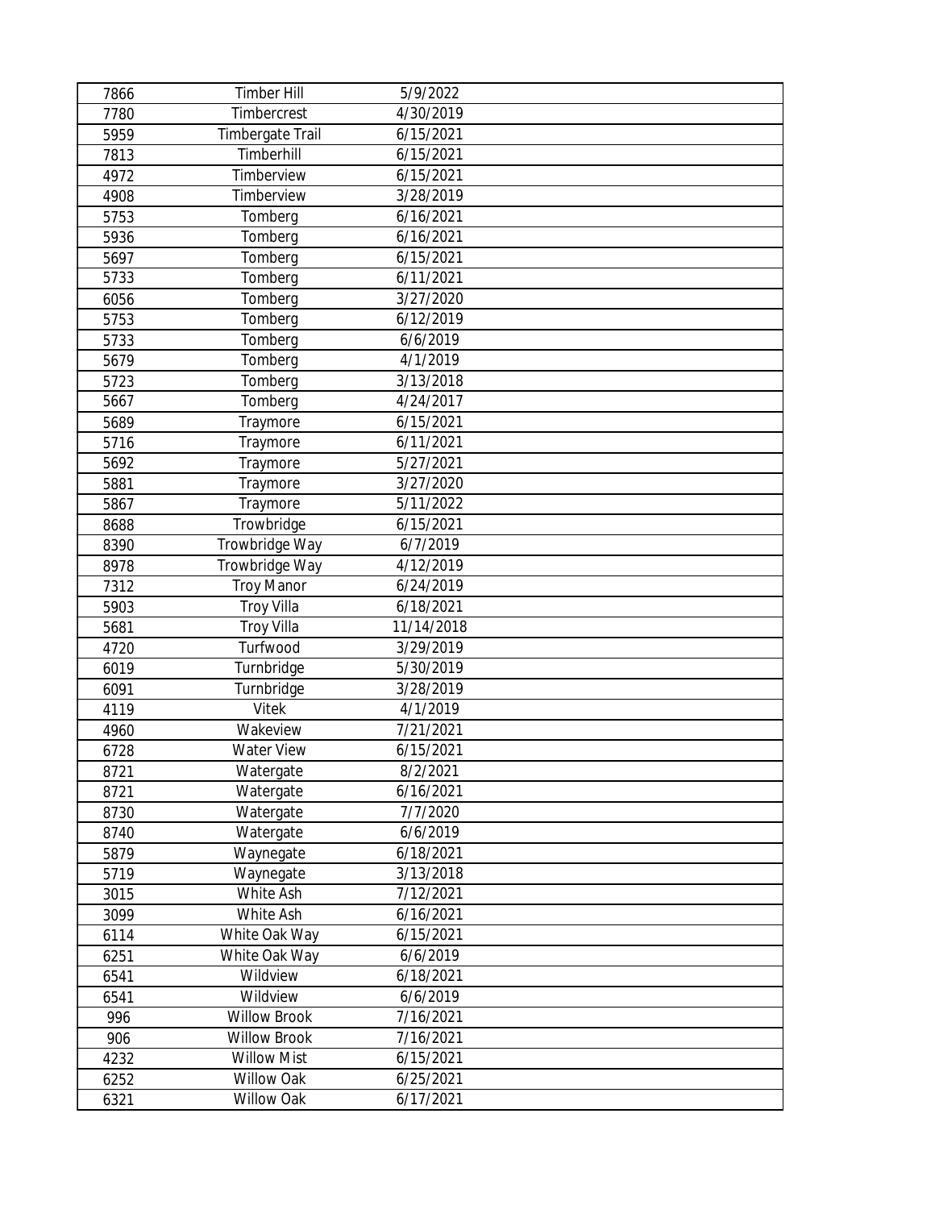| | | | |
|---|---|---|---|
| 7866 | Timber Hill | 5/9/2022 | |
| 7780 | Timbercrest | 4/30/2019 | |
| 5959 | Timbergate Trail | 6/15/2021 | |
| 7813 | Timberhill | 6/15/2021 | |
| 4972 | Timberview | 6/15/2021 | |
| 4908 | Timberview | 3/28/2019 | |
| 5753 | Tomberg | 6/16/2021 | |
| 5936 | Tomberg | 6/16/2021 | |
| 5697 | Tomberg | 6/15/2021 | |
| 5733 | Tomberg | 6/11/2021 | |
| 6056 | Tomberg | 3/27/2020 | |
| 5753 | Tomberg | 6/12/2019 | |
| 5733 | Tomberg | 6/6/2019 | |
| 5679 | Tomberg | 4/1/2019 | |
| 5723 | Tomberg | 3/13/2018 | |
| 5667 | Tomberg | 4/24/2017 | |
| 5689 | Traymore | 6/15/2021 | |
| 5716 | Traymore | 6/11/2021 | |
| 5692 | Traymore | 5/27/2021 | |
| 5881 | Traymore | 3/27/2020 | |
| 5867 | Traymore | 5/11/2022 | |
| 8688 | Trowbridge | 6/15/2021 | |
| 8390 | Trowbridge Way | 6/7/2019 | |
| 8978 | Trowbridge Way | 4/12/2019 | |
| 7312 | Troy Manor | 6/24/2019 | |
| 5903 | Troy Villa | 6/18/2021 | |
| 5681 | Troy Villa | 11/14/2018 | |
| 4720 | Turfwood | 3/29/2019 | |
| 6019 | Turnbridge | 5/30/2019 | |
| 6091 | Turnbridge | 3/28/2019 | |
| 4119 | Vitek | 4/1/2019 | |
| 4960 | Wakeview | 7/21/2021 | |
| 6728 | Water View | 6/15/2021 | |
| 8721 | Watergate | 8/2/2021 | |
| 8721 | Watergate | 6/16/2021 | |
| 8730 | Watergate | 7/7/2020 | |
| 8740 | Watergate | 6/6/2019 | |
| 5879 | Waynegate | 6/18/2021 | |
| 5719 | Waynegate | 3/13/2018 | |
| 3015 | White Ash | 7/12/2021 | |
| 3099 | White Ash | 6/16/2021 | |
| 6114 | White Oak Way | 6/15/2021 | |
| 6251 | White Oak Way | 6/6/2019 | |
| 6541 | Wildview | 6/18/2021 | |
| 6541 | Wildview | 6/6/2019 | |
| 996 | Willow Brook | 7/16/2021 | |
| 906 | Willow Brook | 7/16/2021 | |
| 4232 | Willow Mist | 6/15/2021 | |
| 6252 | Willow Oak | 6/25/2021 | |
| 6321 | Willow Oak | 6/17/2021 | |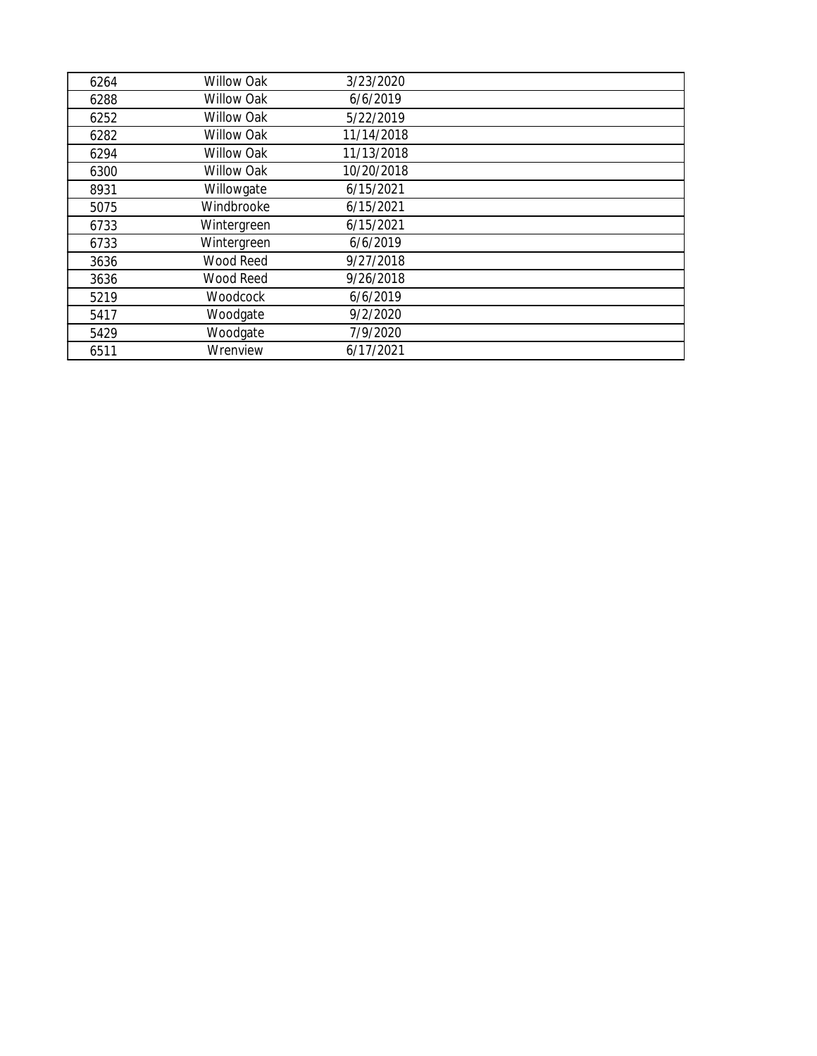| | | |
|---|---|---|
| 6264 | Willow Oak | 3/23/2020 |
| 6288 | Willow Oak | 6/6/2019 |
| 6252 | Willow Oak | 5/22/2019 |
| 6282 | Willow Oak | 11/14/2018 |
| 6294 | Willow Oak | 11/13/2018 |
| 6300 | Willow Oak | 10/20/2018 |
| 8931 | Willowgate | 6/15/2021 |
| 5075 | Windbrooke | 6/15/2021 |
| 6733 | Wintergreen | 6/15/2021 |
| 6733 | Wintergreen | 6/6/2019 |
| 3636 | Wood Reed | 9/27/2018 |
| 3636 | Wood Reed | 9/26/2018 |
| 5219 | Woodcock | 6/6/2019 |
| 5417 | Woodgate | 9/2/2020 |
| 5429 | Woodgate | 7/9/2020 |
| 6511 | Wrenview | 6/17/2021 |